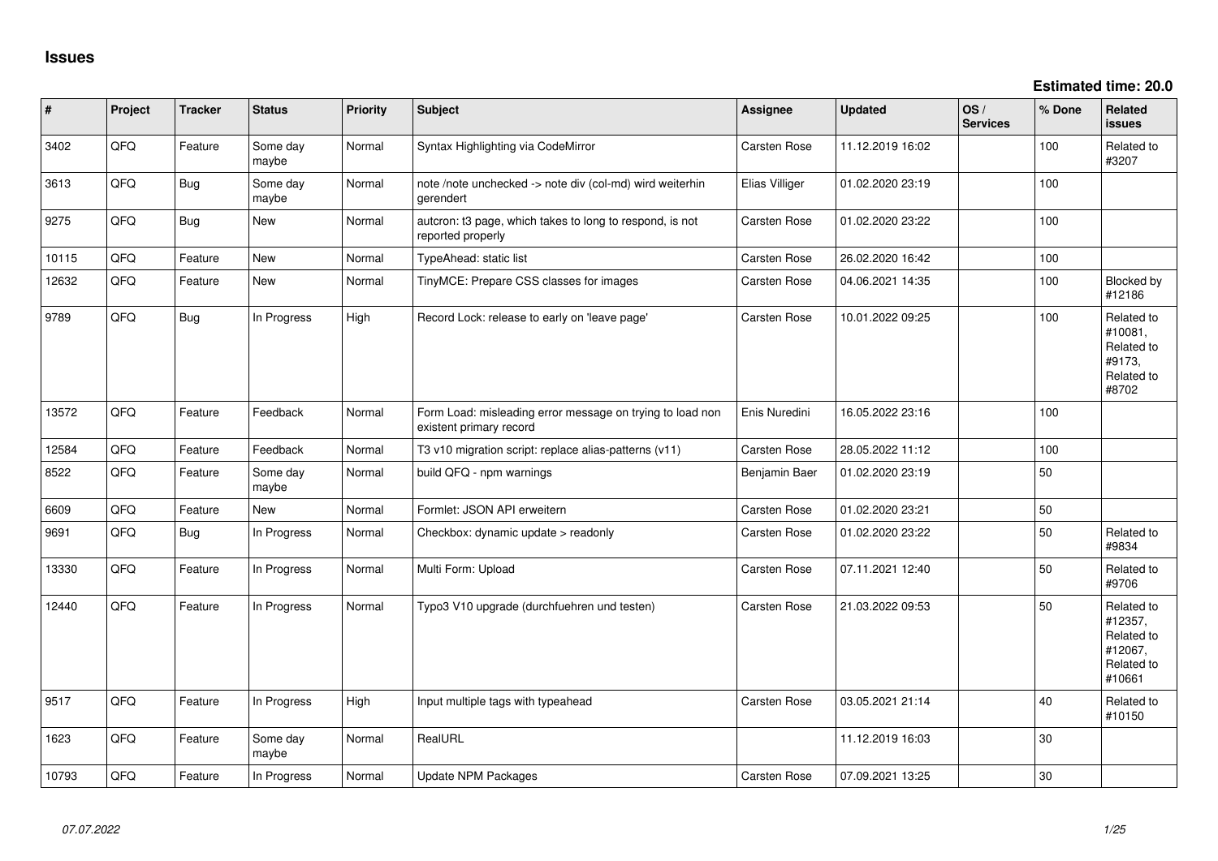# Issues

**Estimated time: 20.0**

| # | Project | Tracker | Status | Priority | Subject | Assignee | Updated | OS / Services | % Done | Related issues |
|---|---|---|---|---|---|---|---|---|---|---|
| 3402 | QFQ | Feature | Some day maybe | Normal | Syntax Highlighting via CodeMirror | Carsten Rose | 11.12.2019 16:02 | | 100 | Related to #3207 |
| 3613 | QFQ | Bug | Some day maybe | Normal | note /note unchecked -> note div (col-md) wird weiterhin gerendert | Elias Villiger | 01.02.2020 23:19 | | 100 | |
| 9275 | QFQ | Bug | New | Normal | autcron: t3 page, which takes to long to respond, is not reported properly | Carsten Rose | 01.02.2020 23:22 | | 100 | |
| 10115 | QFQ | Feature | New | Normal | TypeAhead: static list | Carsten Rose | 26.02.2020 16:42 | | 100 | |
| 12632 | QFQ | Feature | New | Normal | TinyMCE: Prepare CSS classes for images | Carsten Rose | 04.06.2021 14:35 | | 100 | Blocked by #12186 |
| 9789 | QFQ | Bug | In Progress | High | Record Lock: release to early on 'leave page' | Carsten Rose | 10.01.2022 09:25 | | 100 | Related to #10081, Related to #9173, Related to #8702 |
| 13572 | QFQ | Feature | Feedback | Normal | Form Load: misleading error message on trying to load non existent primary record | Enis Nuredini | 16.05.2022 23:16 | | 100 | |
| 12584 | QFQ | Feature | Feedback | Normal | T3 v10 migration script: replace alias-patterns (v11) | Carsten Rose | 28.05.2022 11:12 | | 100 | |
| 8522 | QFQ | Feature | Some day maybe | Normal | build QFQ - npm warnings | Benjamin Baer | 01.02.2020 23:19 | | 50 | |
| 6609 | QFQ | Feature | New | Normal | Formlet: JSON API erweitern | Carsten Rose | 01.02.2020 23:21 | | 50 | |
| 9691 | QFQ | Bug | In Progress | Normal | Checkbox: dynamic update > readonly | Carsten Rose | 01.02.2020 23:22 | | 50 | Related to #9834 |
| 13330 | QFQ | Feature | In Progress | Normal | Multi Form: Upload | Carsten Rose | 07.11.2021 12:40 | | 50 | Related to #9706 |
| 12440 | QFQ | Feature | In Progress | Normal | Typo3 V10 upgrade (durchfuehren und testen) | Carsten Rose | 21.03.2022 09:53 | | 50 | Related to #12357, Related to #12067, Related to #10661 |
| 9517 | QFQ | Feature | In Progress | High | Input multiple tags with typeahead | Carsten Rose | 03.05.2021 21:14 | | 40 | Related to #10150 |
| 1623 | QFQ | Feature | Some day maybe | Normal | RealURL | | 11.12.2019 16:03 | | 30 | |
| 10793 | QFQ | Feature | In Progress | Normal | Update NPM Packages | Carsten Rose | 07.09.2021 13:25 | | 30 | |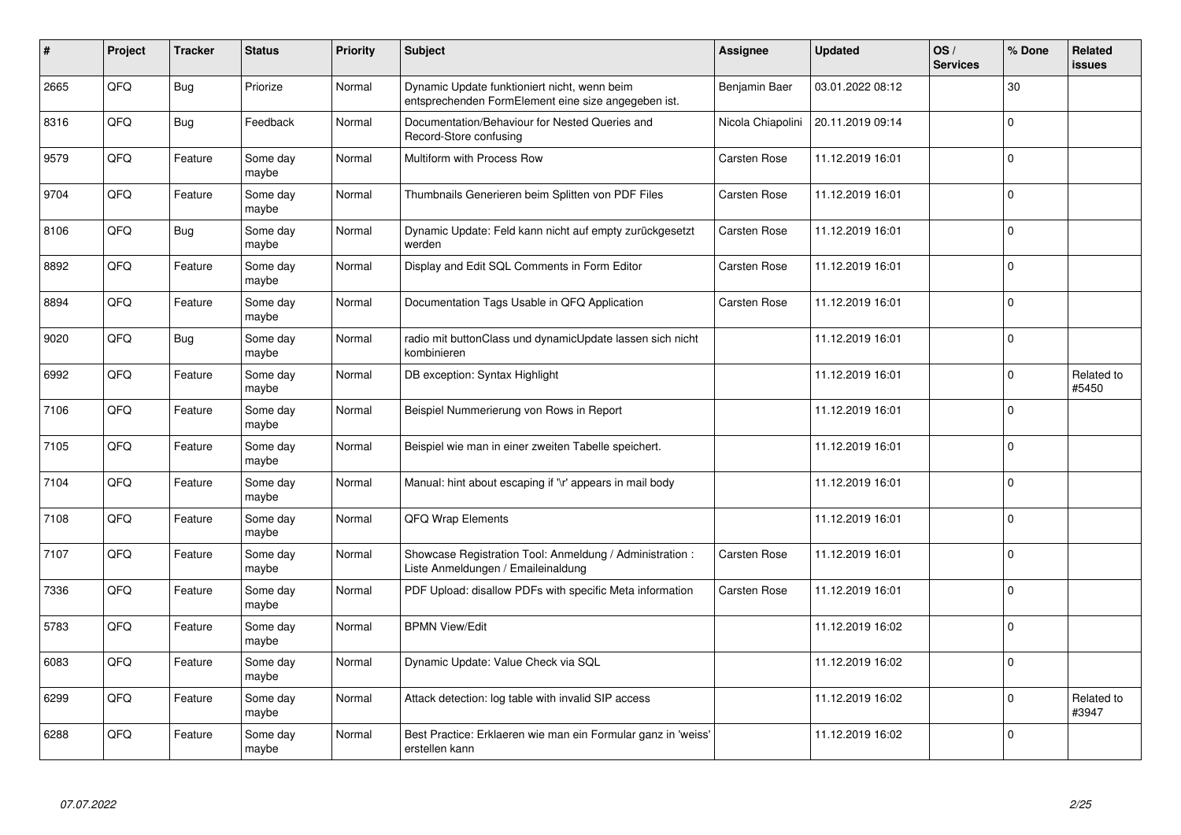| # | Project | Tracker | Status | Priority | Subject | Assignee | Updated | OS / Services | % Done | Related issues |
|---|---|---|---|---|---|---|---|---|---|---|
| 2665 | QFQ | Bug | Priorize | Normal | Dynamic Update funktioniert nicht, wenn beim entsprechenden FormElement eine size angegeben ist. | Benjamin Baer | 03.01.2022 08:12 | | 30 | |
| 8316 | QFQ | Bug | Feedback | Normal | Documentation/Behaviour for Nested Queries and Record-Store confusing | Nicola Chiapolini | 20.11.2019 09:14 | | 0 | |
| 9579 | QFQ | Feature | Some day maybe | Normal | Multiform with Process Row | Carsten Rose | 11.12.2019 16:01 | | 0 | |
| 9704 | QFQ | Feature | Some day maybe | Normal | Thumbnails Generieren beim Splitten von PDF Files | Carsten Rose | 11.12.2019 16:01 | | 0 | |
| 8106 | QFQ | Bug | Some day maybe | Normal | Dynamic Update: Feld kann nicht auf empty zurückgesetzt werden | Carsten Rose | 11.12.2019 16:01 | | 0 | |
| 8892 | QFQ | Feature | Some day maybe | Normal | Display and Edit SQL Comments in Form Editor | Carsten Rose | 11.12.2019 16:01 | | 0 | |
| 8894 | QFQ | Feature | Some day maybe | Normal | Documentation Tags Usable in QFQ Application | Carsten Rose | 11.12.2019 16:01 | | 0 | |
| 9020 | QFQ | Bug | Some day maybe | Normal | radio mit buttonClass und dynamicUpdate lassen sich nicht kombinieren | | 11.12.2019 16:01 | | 0 | |
| 6992 | QFQ | Feature | Some day maybe | Normal | DB exception: Syntax Highlight | | 11.12.2019 16:01 | | 0 | Related to #5450 |
| 7106 | QFQ | Feature | Some day maybe | Normal | Beispiel Nummerierung von Rows in Report | | 11.12.2019 16:01 | | 0 | |
| 7105 | QFQ | Feature | Some day maybe | Normal | Beispiel wie man in einer zweiten Tabelle speichert. | | 11.12.2019 16:01 | | 0 | |
| 7104 | QFQ | Feature | Some day maybe | Normal | Manual: hint about escaping if '\r' appears in mail body | | 11.12.2019 16:01 | | 0 | |
| 7108 | QFQ | Feature | Some day maybe | Normal | QFQ Wrap Elements | | 11.12.2019 16:01 | | 0 | |
| 7107 | QFQ | Feature | Some day maybe | Normal | Showcase Registration Tool: Anmeldung / Administration : Liste Anmeldungen / Emaileinaldung | Carsten Rose | 11.12.2019 16:01 | | 0 | |
| 7336 | QFQ | Feature | Some day maybe | Normal | PDF Upload: disallow PDFs with specific Meta information | Carsten Rose | 11.12.2019 16:01 | | 0 | |
| 5783 | QFQ | Feature | Some day maybe | Normal | BPMN View/Edit | | 11.12.2019 16:02 | | 0 | |
| 6083 | QFQ | Feature | Some day maybe | Normal | Dynamic Update: Value Check via SQL | | 11.12.2019 16:02 | | 0 | |
| 6299 | QFQ | Feature | Some day maybe | Normal | Attack detection: log table with invalid SIP access | | 11.12.2019 16:02 | | 0 | Related to #3947 |
| 6288 | QFQ | Feature | Some day maybe | Normal | Best Practice: Erklaeren wie man ein Formular ganz in 'weiss' erstellen kann | | 11.12.2019 16:02 | | 0 | |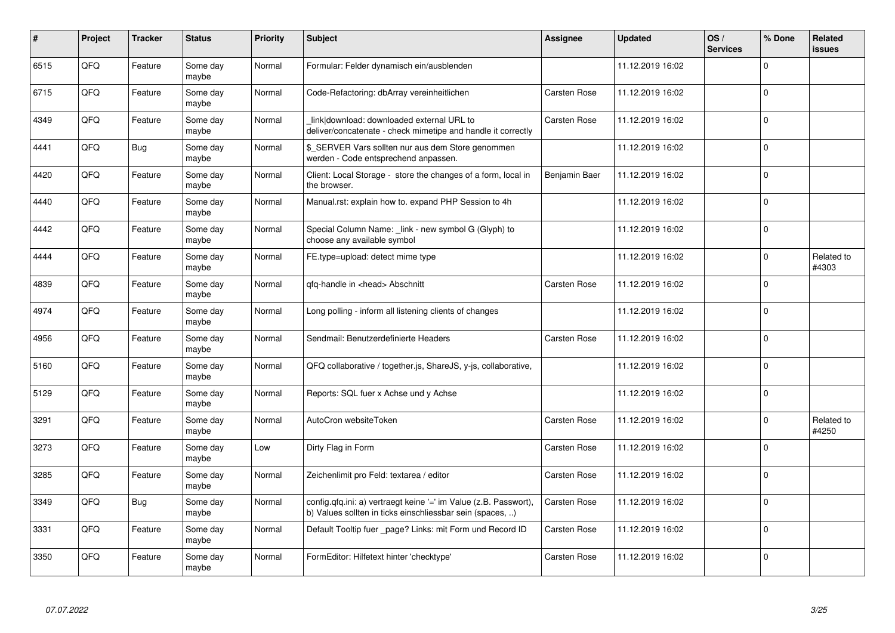| # | Project | Tracker | Status | Priority | Subject | Assignee | Updated | OS / Services | % Done | Related issues |
|---|---|---|---|---|---|---|---|---|---|---|
| 6515 | QFQ | Feature | Some day maybe | Normal | Formular: Felder dynamisch ein/ausblenden | | 11.12.2019 16:02 | | 0 | |
| 6715 | QFQ | Feature | Some day maybe | Normal | Code-Refactoring: dbArray vereinheitlichen | Carsten Rose | 11.12.2019 16:02 | | 0 | |
| 4349 | QFQ | Feature | Some day maybe | Normal | _link\|download: downloaded external URL to deliver/concatenate - check mimetipe and handle it correctly | Carsten Rose | 11.12.2019 16:02 | | 0 | |
| 4441 | QFQ | Bug | Some day maybe | Normal | $_SERVER Vars sollten nur aus dem Store genommen werden - Code entsprechend anpassen. | | 11.12.2019 16:02 | | 0 | |
| 4420 | QFQ | Feature | Some day maybe | Normal | Client: Local Storage - store the changes of a form, local in the browser. | Benjamin Baer | 11.12.2019 16:02 | | 0 | |
| 4440 | QFQ | Feature | Some day maybe | Normal | Manual.rst: explain how to. expand PHP Session to 4h | | 11.12.2019 16:02 | | 0 | |
| 4442 | QFQ | Feature | Some day maybe | Normal | Special Column Name: _link - new symbol G (Glyph) to choose any available symbol | | 11.12.2019 16:02 | | 0 | |
| 4444 | QFQ | Feature | Some day maybe | Normal | FE.type=upload: detect mime type | | 11.12.2019 16:02 | | 0 | Related to #4303 |
| 4839 | QFQ | Feature | Some day maybe | Normal | qfq-handle in <head> Abschnitt | Carsten Rose | 11.12.2019 16:02 | | 0 | |
| 4974 | QFQ | Feature | Some day maybe | Normal | Long polling - inform all listening clients of changes | | 11.12.2019 16:02 | | 0 | |
| 4956 | QFQ | Feature | Some day maybe | Normal | Sendmail: Benutzerdefinierte Headers | Carsten Rose | 11.12.2019 16:02 | | 0 | |
| 5160 | QFQ | Feature | Some day maybe | Normal | QFQ collaborative / together.js, ShareJS, y-js, collaborative, | | 11.12.2019 16:02 | | 0 | |
| 5129 | QFQ | Feature | Some day maybe | Normal | Reports: SQL fuer x Achse und y Achse | | 11.12.2019 16:02 | | 0 | |
| 3291 | QFQ | Feature | Some day maybe | Normal | AutoCron websiteToken | Carsten Rose | 11.12.2019 16:02 | | 0 | Related to #4250 |
| 3273 | QFQ | Feature | Some day maybe | Low | Dirty Flag in Form | Carsten Rose | 11.12.2019 16:02 | | 0 | |
| 3285 | QFQ | Feature | Some day maybe | Normal | Zeichenlimit pro Feld: textarea / editor | Carsten Rose | 11.12.2019 16:02 | | 0 | |
| 3349 | QFQ | Bug | Some day maybe | Normal | config.qfq.ini: a) vertraegt keine '=' im Value (z.B. Passwort), b) Values sollten in ticks einschliessbar sein (spaces, ..) | Carsten Rose | 11.12.2019 16:02 | | 0 | |
| 3331 | QFQ | Feature | Some day maybe | Normal | Default Tooltip fuer _page? Links: mit Form und Record ID | Carsten Rose | 11.12.2019 16:02 | | 0 | |
| 3350 | QFQ | Feature | Some day maybe | Normal | FormEditor: Hilfetext hinter 'checktype' | Carsten Rose | 11.12.2019 16:02 | | 0 | |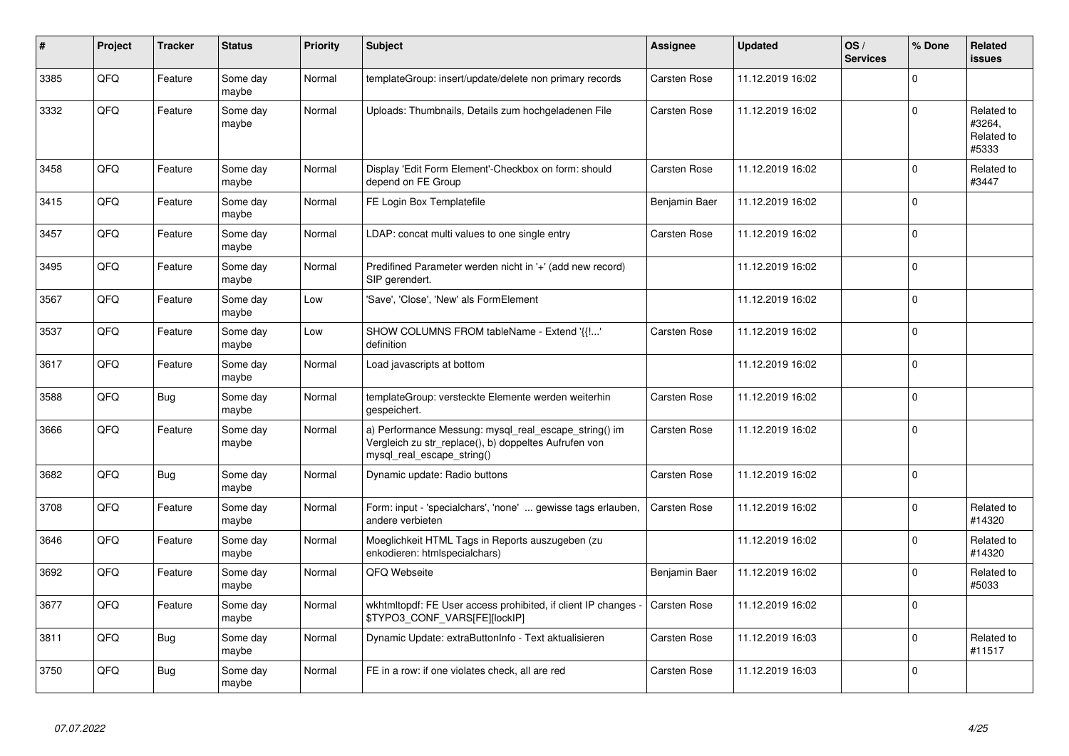| # | Project | Tracker | Status | Priority | Subject | Assignee | Updated | OS / Services | % Done | Related issues |
|---|---|---|---|---|---|---|---|---|---|---|
| 3385 | QFQ | Feature | Some day maybe | Normal | templateGroup: insert/update/delete non primary records | Carsten Rose | 11.12.2019 16:02 | | 0 | |
| 3332 | QFQ | Feature | Some day maybe | Normal | Uploads: Thumbnails, Details zum hochgeladenen File | Carsten Rose | 11.12.2019 16:02 | | 0 | Related to #3264, Related to #5333 |
| 3458 | QFQ | Feature | Some day maybe | Normal | Display 'Edit Form Element'-Checkbox on form: should depend on FE Group | Carsten Rose | 11.12.2019 16:02 | | 0 | Related to #3447 |
| 3415 | QFQ | Feature | Some day maybe | Normal | FE Login Box Templatefile | Benjamin Baer | 11.12.2019 16:02 | | 0 | |
| 3457 | QFQ | Feature | Some day maybe | Normal | LDAP: concat multi values to one single entry | Carsten Rose | 11.12.2019 16:02 | | 0 | |
| 3495 | QFQ | Feature | Some day maybe | Normal | Predifined Parameter werden nicht in '+' (add new record) SIP gerendert. | | 11.12.2019 16:02 | | 0 | |
| 3567 | QFQ | Feature | Some day maybe | Low | 'Save', 'Close', 'New' als FormElement | | 11.12.2019 16:02 | | 0 | |
| 3537 | QFQ | Feature | Some day maybe | Low | SHOW COLUMNS FROM tableName - Extend '{{!...' definition | Carsten Rose | 11.12.2019 16:02 | | 0 | |
| 3617 | QFQ | Feature | Some day maybe | Normal | Load javascripts at bottom | | 11.12.2019 16:02 | | 0 | |
| 3588 | QFQ | Bug | Some day maybe | Normal | templateGroup: versteckte Elemente werden weiterhin gespeichert. | Carsten Rose | 11.12.2019 16:02 | | 0 | |
| 3666 | QFQ | Feature | Some day maybe | Normal | a) Performance Messung: mysql_real_escape_string() im Vergleich zu str_replace(), b) doppeltes Aufrufen von mysql_real_escape_string() | Carsten Rose | 11.12.2019 16:02 | | 0 | |
| 3682 | QFQ | Bug | Some day maybe | Normal | Dynamic update: Radio buttons | Carsten Rose | 11.12.2019 16:02 | | 0 | |
| 3708 | QFQ | Feature | Some day maybe | Normal | Form: input - 'specialchars', 'none' ... gewisse tags erlauben, andere verbieten | Carsten Rose | 11.12.2019 16:02 | | 0 | Related to #14320 |
| 3646 | QFQ | Feature | Some day maybe | Normal | Moeglichkeit HTML Tags in Reports auszugeben (zu enkodieren: htmlspecialchars) | | 11.12.2019 16:02 | | 0 | Related to #14320 |
| 3692 | QFQ | Feature | Some day maybe | Normal | QFQ Webseite | Benjamin Baer | 11.12.2019 16:02 | | 0 | Related to #5033 |
| 3677 | QFQ | Feature | Some day maybe | Normal | wkhtmltopdf: FE User access prohibited, if client IP changes - $TYPO3_CONF_VARS[FE][lockIP] | Carsten Rose | 11.12.2019 16:02 | | 0 | |
| 3811 | QFQ | Bug | Some day maybe | Normal | Dynamic Update: extraButtonInfo - Text aktualisieren | Carsten Rose | 11.12.2019 16:03 | | 0 | Related to #11517 |
| 3750 | QFQ | Bug | Some day maybe | Normal | FE in a row: if one violates check, all are red | Carsten Rose | 11.12.2019 16:03 | | 0 | |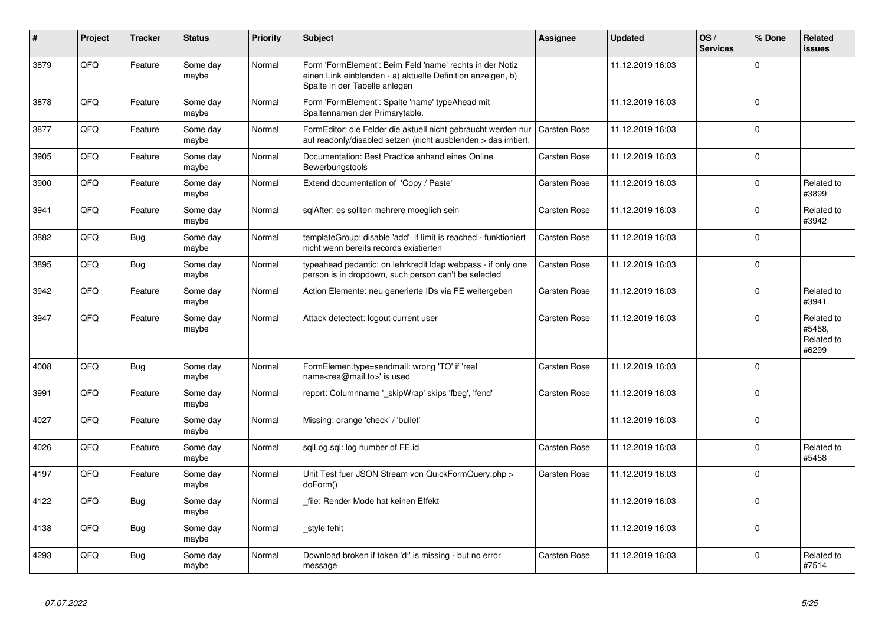| # | Project | Tracker | Status | Priority | Subject | Assignee | Updated | OS / Services | % Done | Related issues |
|---|---|---|---|---|---|---|---|---|---|---|
| 3879 | QFQ | Feature | Some day maybe | Normal | Form 'FormElement': Beim Feld 'name' rechts in der Notiz einen Link einblenden - a) aktuelle Definition anzeigen, b) Spalte in der Tabelle anlegen | | 11.12.2019 16:03 | | 0 | |
| 3878 | QFQ | Feature | Some day maybe | Normal | Form 'FormElement': Spalte 'name' typeAhead mit Spaltennamen der Primarytable. | | 11.12.2019 16:03 | | 0 | |
| 3877 | QFQ | Feature | Some day maybe | Normal | FormEditor: die Felder die aktuell nicht gebraucht werden nur auf readonly/disabled setzen (nicht ausblenden > das irritiert. | Carsten Rose | 11.12.2019 16:03 | | 0 | |
| 3905 | QFQ | Feature | Some day maybe | Normal | Documentation: Best Practice anhand eines Online Bewerbungstools | Carsten Rose | 11.12.2019 16:03 | | 0 | |
| 3900 | QFQ | Feature | Some day maybe | Normal | Extend documentation of 'Copy / Paste' | Carsten Rose | 11.12.2019 16:03 | | 0 | Related to #3899 |
| 3941 | QFQ | Feature | Some day maybe | Normal | sqlAfter: es sollten mehrere moeglich sein | Carsten Rose | 11.12.2019 16:03 | | 0 | Related to #3942 |
| 3882 | QFQ | Bug | Some day maybe | Normal | templateGroup: disable 'add' if limit is reached - funktioniert nicht wenn bereits records existierten | Carsten Rose | 11.12.2019 16:03 | | 0 | |
| 3895 | QFQ | Bug | Some day maybe | Normal | typeahead pedantic: on lehrkredit ldap webpass - if only one person is in dropdown, such person can't be selected | Carsten Rose | 11.12.2019 16:03 | | 0 | |
| 3942 | QFQ | Feature | Some day maybe | Normal | Action Elemente: neu generierte IDs via FE weitergeben | Carsten Rose | 11.12.2019 16:03 | | 0 | Related to #3941 |
| 3947 | QFQ | Feature | Some day maybe | Normal | Attack detectect: logout current user | Carsten Rose | 11.12.2019 16:03 | | 0 | Related to #5458, Related to #6299 |
| 4008 | QFQ | Bug | Some day maybe | Normal | FormElemen.type=sendmail: wrong 'TO' if 'real name<rea@mail.to>' is used | Carsten Rose | 11.12.2019 16:03 | | 0 | |
| 3991 | QFQ | Feature | Some day maybe | Normal | report: Columnname '_skipWrap' skips 'fbeg', 'fend' | Carsten Rose | 11.12.2019 16:03 | | 0 | |
| 4027 | QFQ | Feature | Some day maybe | Normal | Missing: orange 'check' / 'bullet' | | 11.12.2019 16:03 | | 0 | |
| 4026 | QFQ | Feature | Some day maybe | Normal | sqlLog.sql: log number of FE.id | Carsten Rose | 11.12.2019 16:03 | | 0 | Related to #5458 |
| 4197 | QFQ | Feature | Some day maybe | Normal | Unit Test fuer JSON Stream von QuickFormQuery.php > doForm() | Carsten Rose | 11.12.2019 16:03 | | 0 | |
| 4122 | QFQ | Bug | Some day maybe | Normal | _file: Render Mode hat keinen Effekt | | 11.12.2019 16:03 | | 0 | |
| 4138 | QFQ | Bug | Some day maybe | Normal | _style fehlt | | 11.12.2019 16:03 | | 0 | |
| 4293 | QFQ | Bug | Some day maybe | Normal | Download broken if token 'd:' is missing - but no error message | Carsten Rose | 11.12.2019 16:03 | | 0 | Related to #7514 |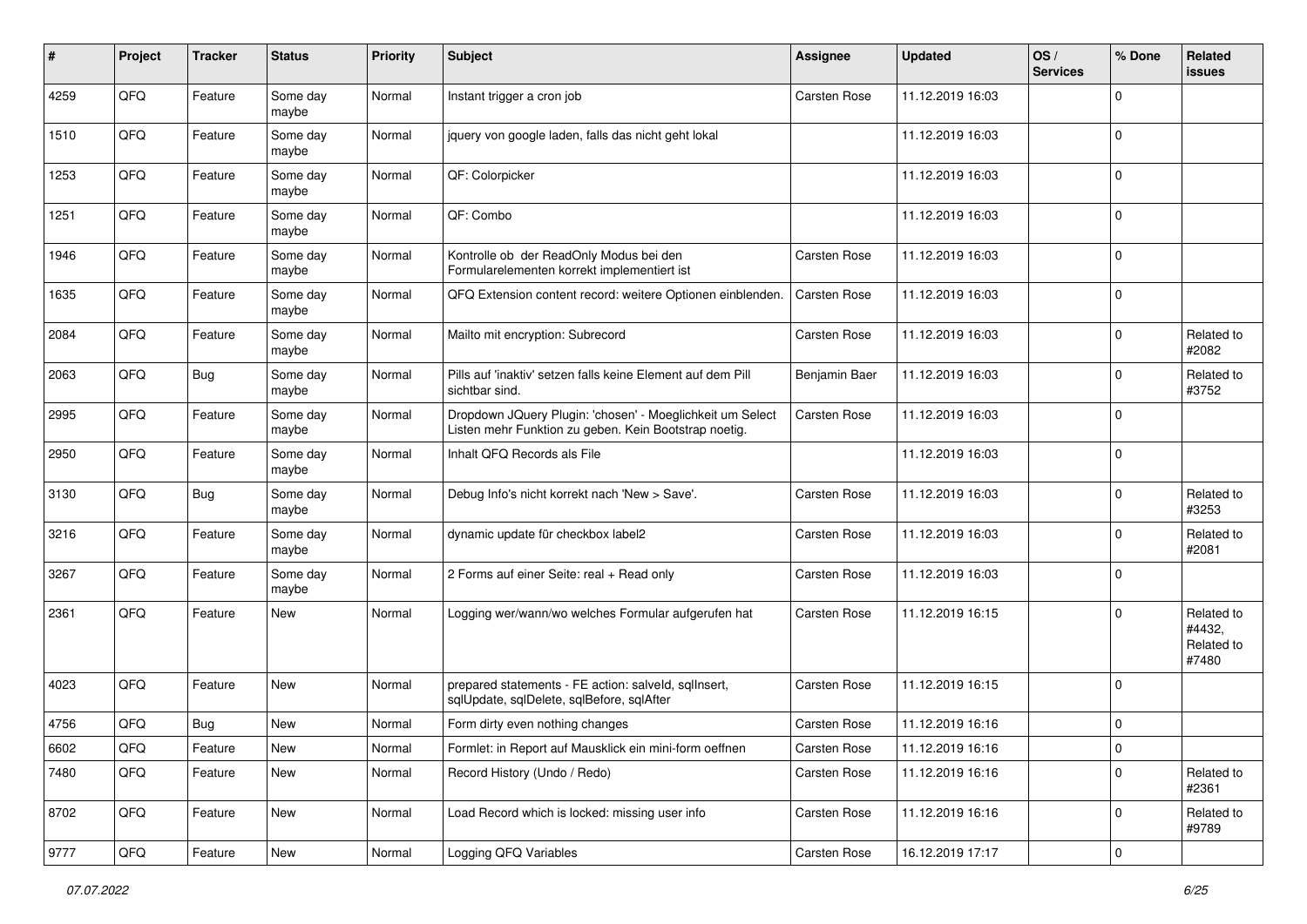| # | Project | Tracker | Status | Priority | Subject | Assignee | Updated | OS / Services | % Done | Related issues |
|---|---|---|---|---|---|---|---|---|---|---|
| 4259 | QFQ | Feature | Some day maybe | Normal | Instant trigger a cron job | Carsten Rose | 11.12.2019 16:03 | | 0 | |
| 1510 | QFQ | Feature | Some day maybe | Normal | jquery von google laden, falls das nicht geht lokal | | 11.12.2019 16:03 | | 0 | |
| 1253 | QFQ | Feature | Some day maybe | Normal | QF: Colorpicker | | 11.12.2019 16:03 | | 0 | |
| 1251 | QFQ | Feature | Some day maybe | Normal | QF: Combo | | 11.12.2019 16:03 | | 0 | |
| 1946 | QFQ | Feature | Some day maybe | Normal | Kontrolle ob der ReadOnly Modus bei den Formularelementen korrekt implementiert ist | Carsten Rose | 11.12.2019 16:03 | | 0 | |
| 1635 | QFQ | Feature | Some day maybe | Normal | QFQ Extension content record: weitere Optionen einblenden. | Carsten Rose | 11.12.2019 16:03 | | 0 | |
| 2084 | QFQ | Feature | Some day maybe | Normal | Mailto mit encryption: Subrecord | Carsten Rose | 11.12.2019 16:03 | | 0 | Related to #2082 |
| 2063 | QFQ | Bug | Some day maybe | Normal | Pills auf 'inaktiv' setzen falls keine Element auf dem Pill sichtbar sind. | Benjamin Baer | 11.12.2019 16:03 | | 0 | Related to #3752 |
| 2995 | QFQ | Feature | Some day maybe | Normal | Dropdown JQuery Plugin: 'chosen' - Moeglichkeit um Select Listen mehr Funktion zu geben. Kein Bootstrap noetig. | Carsten Rose | 11.12.2019 16:03 | | 0 | |
| 2950 | QFQ | Feature | Some day maybe | Normal | Inhalt QFQ Records als File | | 11.12.2019 16:03 | | 0 | |
| 3130 | QFQ | Bug | Some day maybe | Normal | Debug Info's nicht korrekt nach 'New > Save'. | Carsten Rose | 11.12.2019 16:03 | | 0 | Related to #3253 |
| 3216 | QFQ | Feature | Some day maybe | Normal | dynamic update für checkbox label2 | Carsten Rose | 11.12.2019 16:03 | | 0 | Related to #2081 |
| 3267 | QFQ | Feature | Some day maybe | Normal | 2 Forms auf einer Seite: real + Read only | Carsten Rose | 11.12.2019 16:03 | | 0 | |
| 2361 | QFQ | Feature | New | Normal | Logging wer/wann/wo welches Formular aufgerufen hat | Carsten Rose | 11.12.2019 16:15 | | 0 | Related to #4432, Related to #7480 |
| 4023 | QFQ | Feature | New | Normal | prepared statements - FE action: salveId, sqlInsert, sqlUpdate, sqlDelete, sqlBefore, sqlAfter | Carsten Rose | 11.12.2019 16:15 | | 0 | |
| 4756 | QFQ | Bug | New | Normal | Form dirty even nothing changes | Carsten Rose | 11.12.2019 16:16 | | 0 | |
| 6602 | QFQ | Feature | New | Normal | Formlet: in Report auf Mausklick ein mini-form oeffnen | Carsten Rose | 11.12.2019 16:16 | | 0 | |
| 7480 | QFQ | Feature | New | Normal | Record History (Undo / Redo) | Carsten Rose | 11.12.2019 16:16 | | 0 | Related to #2361 |
| 8702 | QFQ | Feature | New | Normal | Load Record which is locked: missing user info | Carsten Rose | 11.12.2019 16:16 | | 0 | Related to #9789 |
| 9777 | QFQ | Feature | New | Normal | Logging QFQ Variables | Carsten Rose | 16.12.2019 17:17 | | 0 | |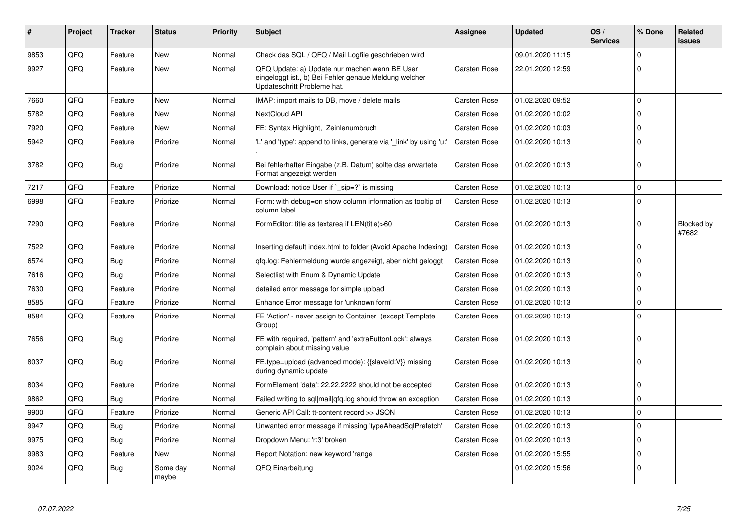| # | Project | Tracker | Status | Priority | Subject | Assignee | Updated | OS / Services | % Done | Related issues |
|---|---|---|---|---|---|---|---|---|---|---|
| 9853 | QFQ | Feature | New | Normal | Check das SQL / QFQ / Mail Logfile geschrieben wird |  | 09.01.2020 11:15 |  | 0 |  |
| 9927 | QFQ | Feature | New | Normal | QFQ Update: a) Update nur machen wenn BE User eingeloggt ist., b) Bei Fehler genaue Meldung welcher Updateschritt Probleme hat. | Carsten Rose | 22.01.2020 12:59 |  | 0 |  |
| 7660 | QFQ | Feature | New | Normal | IMAP: import mails to DB, move / delete mails | Carsten Rose | 01.02.2020 09:52 |  | 0 |  |
| 5782 | QFQ | Feature | New | Normal | NextCloud API | Carsten Rose | 01.02.2020 10:02 |  | 0 |  |
| 7920 | QFQ | Feature | New | Normal | FE: Syntax Highlight, Zeinlenumbruch | Carsten Rose | 01.02.2020 10:03 |  | 0 |  |
| 5942 | QFQ | Feature | Priorize | Normal | 'L' and 'type': append to links, generate via '_link' by using 'u:' . | Carsten Rose | 01.02.2020 10:13 |  | 0 |  |
| 3782 | QFQ | Bug | Priorize | Normal | Bei fehlerhafter Eingabe (z.B. Datum) sollte das erwartete Format angezeigt werden | Carsten Rose | 01.02.2020 10:13 |  | 0 |  |
| 7217 | QFQ | Feature | Priorize | Normal | Download: notice User if `_sip=?` is missing | Carsten Rose | 01.02.2020 10:13 |  | 0 |  |
| 6998 | QFQ | Feature | Priorize | Normal | Form: with debug=on show column information as tooltip of column label | Carsten Rose | 01.02.2020 10:13 |  | 0 |  |
| 7290 | QFQ | Feature | Priorize | Normal | FormEditor: title as textarea if LEN(title)>60 | Carsten Rose | 01.02.2020 10:13 |  | 0 | Blocked by #7682 |
| 7522 | QFQ | Feature | Priorize | Normal | Inserting default index.html to folder (Avoid Apache Indexing) | Carsten Rose | 01.02.2020 10:13 |  | 0 |  |
| 6574 | QFQ | Bug | Priorize | Normal | qfq.log: Fehlermeldung wurde angezeigt, aber nicht geloggt | Carsten Rose | 01.02.2020 10:13 |  | 0 |  |
| 7616 | QFQ | Bug | Priorize | Normal | Selectlist with Enum & Dynamic Update | Carsten Rose | 01.02.2020 10:13 |  | 0 |  |
| 7630 | QFQ | Feature | Priorize | Normal | detailed error message for simple upload | Carsten Rose | 01.02.2020 10:13 |  | 0 |  |
| 8585 | QFQ | Feature | Priorize | Normal | Enhance Error message for 'unknown form' | Carsten Rose | 01.02.2020 10:13 |  | 0 |  |
| 8584 | QFQ | Feature | Priorize | Normal | FE 'Action' - never assign to Container (except Template Group) | Carsten Rose | 01.02.2020 10:13 |  | 0 |  |
| 7656 | QFQ | Bug | Priorize | Normal | FE with required, 'pattern' and 'extraButtonLock': always complain about missing value | Carsten Rose | 01.02.2020 10:13 |  | 0 |  |
| 8037 | QFQ | Bug | Priorize | Normal | FE.type=upload (advanced mode): {{slaveId:V}} missing during dynamic update | Carsten Rose | 01.02.2020 10:13 |  | 0 |  |
| 8034 | QFQ | Feature | Priorize | Normal | FormElement 'data': 22.22.2222 should not be accepted | Carsten Rose | 01.02.2020 10:13 |  | 0 |  |
| 9862 | QFQ | Bug | Priorize | Normal | Failed writing to sql\|mail\|qfq.log should throw an exception | Carsten Rose | 01.02.2020 10:13 |  | 0 |  |
| 9900 | QFQ | Feature | Priorize | Normal | Generic API Call: tt-content record >> JSON | Carsten Rose | 01.02.2020 10:13 |  | 0 |  |
| 9947 | QFQ | Bug | Priorize | Normal | Unwanted error message if missing 'typeAheadSqlPrefetch' | Carsten Rose | 01.02.2020 10:13 |  | 0 |  |
| 9975 | QFQ | Bug | Priorize | Normal | Dropdown Menu: 'r:3' broken | Carsten Rose | 01.02.2020 10:13 |  | 0 |  |
| 9983 | QFQ | Feature | New | Normal | Report Notation: new keyword 'range' | Carsten Rose | 01.02.2020 15:55 |  | 0 |  |
| 9024 | QFQ | Bug | Some day maybe | Normal | QFQ Einarbeitung |  | 01.02.2020 15:56 |  | 0 |  |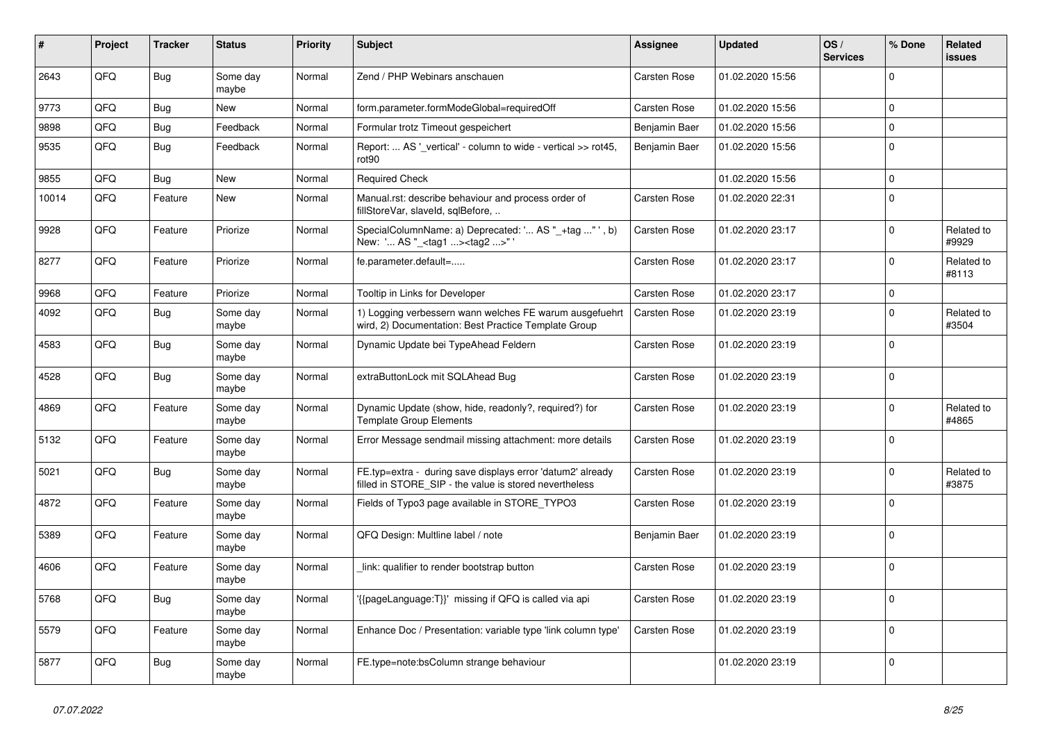| # | Project | Tracker | Status | Priority | Subject | Assignee | Updated | OS / Services | % Done | Related issues |
|---|---|---|---|---|---|---|---|---|---|---|
| 2643 | QFQ | Bug | Some day maybe | Normal | Zend / PHP Webinars anschauen | Carsten Rose | 01.02.2020 15:56 | | 0 | |
| 9773 | QFQ | Bug | New | Normal | form.parameter.formModeGlobal=requiredOff | Carsten Rose | 01.02.2020 15:56 | | 0 | |
| 9898 | QFQ | Bug | Feedback | Normal | Formular trotz Timeout gespeichert | Benjamin Baer | 01.02.2020 15:56 | | 0 | |
| 9535 | QFQ | Bug | Feedback | Normal | Report: ... AS '_vertical' - column to wide - vertical >> rot45, rot90 | Benjamin Baer | 01.02.2020 15:56 | | 0 | |
| 9855 | QFQ | Bug | New | Normal | Required Check | | 01.02.2020 15:56 | | 0 | |
| 10014 | QFQ | Feature | New | Normal | Manual.rst: describe behaviour and process order of fillStoreVar, slaveId, sqlBefore, .. | Carsten Rose | 01.02.2020 22:31 | | 0 | |
| 9928 | QFQ | Feature | Priorize | Normal | SpecialColumnName: a) Deprecated: '... AS "_+tag ..." ', b) New: '... AS "_<tag1 ...><tag2 ...>" ' | Carsten Rose | 01.02.2020 23:17 | | 0 | Related to #9929 |
| 8277 | QFQ | Feature | Priorize | Normal | fe.parameter.default=..... | Carsten Rose | 01.02.2020 23:17 | | 0 | Related to #8113 |
| 9968 | QFQ | Feature | Priorize | Normal | Tooltip in Links for Developer | Carsten Rose | 01.02.2020 23:17 | | 0 | |
| 4092 | QFQ | Bug | Some day maybe | Normal | 1) Logging verbessern wann welches FE warum ausgefuehrt wird, 2) Documentation: Best Practice Template Group | Carsten Rose | 01.02.2020 23:19 | | 0 | Related to #3504 |
| 4583 | QFQ | Bug | Some day maybe | Normal | Dynamic Update bei TypeAhead Feldern | Carsten Rose | 01.02.2020 23:19 | | 0 | |
| 4528 | QFQ | Bug | Some day maybe | Normal | extraButtonLock mit SQLAhead Bug | Carsten Rose | 01.02.2020 23:19 | | 0 | |
| 4869 | QFQ | Feature | Some day maybe | Normal | Dynamic Update (show, hide, readonly?, required?) for Template Group Elements | Carsten Rose | 01.02.2020 23:19 | | 0 | Related to #4865 |
| 5132 | QFQ | Feature | Some day maybe | Normal | Error Message sendmail missing attachment: more details | Carsten Rose | 01.02.2020 23:19 | | 0 | |
| 5021 | QFQ | Bug | Some day maybe | Normal | FE.typ=extra - during save displays error 'datum2' already filled in STORE_SIP - the value is stored nevertheless | Carsten Rose | 01.02.2020 23:19 | | 0 | Related to #3875 |
| 4872 | QFQ | Feature | Some day maybe | Normal | Fields of Typo3 page available in STORE_TYPO3 | Carsten Rose | 01.02.2020 23:19 | | 0 | |
| 5389 | QFQ | Feature | Some day maybe | Normal | QFQ Design: Multline label / note | Benjamin Baer | 01.02.2020 23:19 | | 0 | |
| 4606 | QFQ | Feature | Some day maybe | Normal | _link: qualifier to render bootstrap button | Carsten Rose | 01.02.2020 23:19 | | 0 | |
| 5768 | QFQ | Bug | Some day maybe | Normal | '{{pageLanguage:T}}' missing if QFQ is called via api | Carsten Rose | 01.02.2020 23:19 | | 0 | |
| 5579 | QFQ | Feature | Some day maybe | Normal | Enhance Doc / Presentation: variable type 'link column type' | Carsten Rose | 01.02.2020 23:19 | | 0 | |
| 5877 | QFQ | Bug | Some day maybe | Normal | FE.type=note:bsColumn strange behaviour | | 01.02.2020 23:19 | | 0 | |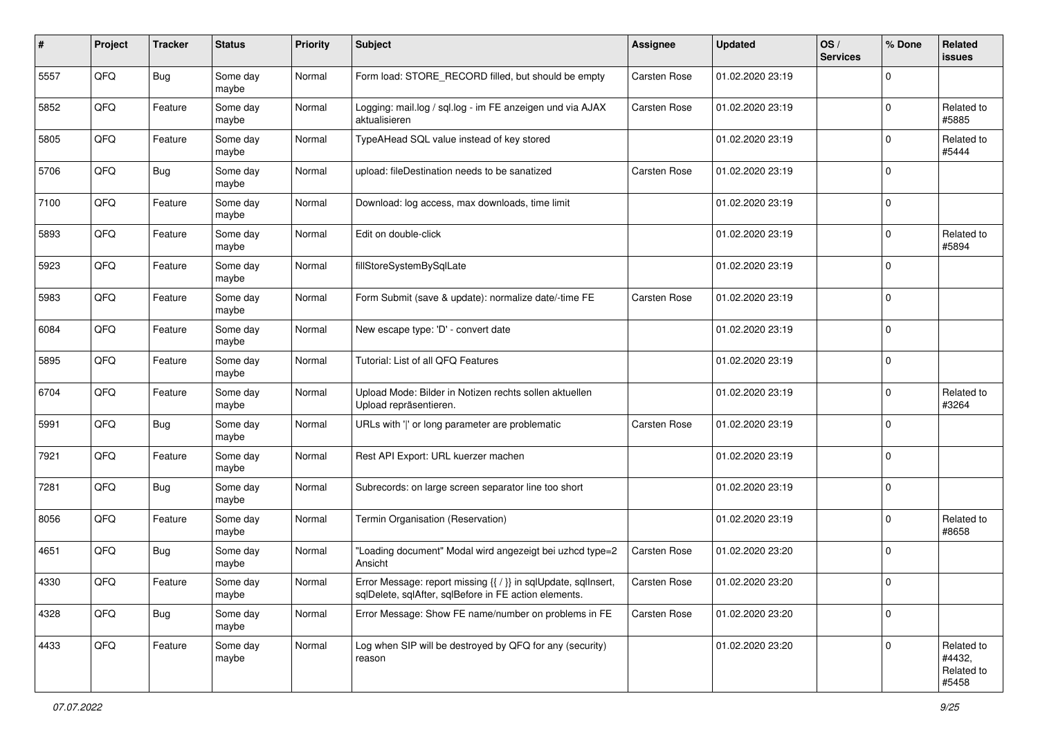| # | Project | Tracker | Status | Priority | Subject | Assignee | Updated | OS / Services | % Done | Related issues |
|---|---|---|---|---|---|---|---|---|---|---|
| 5557 | QFQ | Bug | Some day maybe | Normal | Form load: STORE_RECORD filled, but should be empty | Carsten Rose | 01.02.2020 23:19 | | 0 | |
| 5852 | QFQ | Feature | Some day maybe | Normal | Logging: mail.log / sql.log - im FE anzeigen und via AJAX aktualisieren | Carsten Rose | 01.02.2020 23:19 | | 0 | Related to #5885 |
| 5805 | QFQ | Feature | Some day maybe | Normal | TypeAHead SQL value instead of key stored | | 01.02.2020 23:19 | | 0 | Related to #5444 |
| 5706 | QFQ | Bug | Some day maybe | Normal | upload: fileDestination needs to be sanatized | Carsten Rose | 01.02.2020 23:19 | | 0 | |
| 7100 | QFQ | Feature | Some day maybe | Normal | Download: log access, max downloads, time limit | | 01.02.2020 23:19 | | 0 | |
| 5893 | QFQ | Feature | Some day maybe | Normal | Edit on double-click | | 01.02.2020 23:19 | | 0 | Related to #5894 |
| 5923 | QFQ | Feature | Some day maybe | Normal | fillStoreSystemBySqlLate | | 01.02.2020 23:19 | | 0 | |
| 5983 | QFQ | Feature | Some day maybe | Normal | Form Submit (save & update): normalize date/-time FE | Carsten Rose | 01.02.2020 23:19 | | 0 | |
| 6084 | QFQ | Feature | Some day maybe | Normal | New escape type: 'D' - convert date | | 01.02.2020 23:19 | | 0 | |
| 5895 | QFQ | Feature | Some day maybe | Normal | Tutorial: List of all QFQ Features | | 01.02.2020 23:19 | | 0 | |
| 6704 | QFQ | Feature | Some day maybe | Normal | Upload Mode: Bilder in Notizen rechts sollen aktuellen Upload repräsentieren. | | 01.02.2020 23:19 | | 0 | Related to #3264 |
| 5991 | QFQ | Bug | Some day maybe | Normal | URLs with ' ' or long parameter are problematic | Carsten Rose | 01.02.2020 23:19 | | 0 | |
| 7921 | QFQ | Feature | Some day maybe | Normal | Rest API Export: URL kuerzer machen | | 01.02.2020 23:19 | | 0 | |
| 7281 | QFQ | Bug | Some day maybe | Normal | Subrecords: on large screen separator line too short | | 01.02.2020 23:19 | | 0 | |
| 8056 | QFQ | Feature | Some day maybe | Normal | Termin Organisation (Reservation) | | 01.02.2020 23:19 | | 0 | Related to #8658 |
| 4651 | QFQ | Bug | Some day maybe | Normal | "Loading document" Modal wird angezeigt bei uzhcd type=2 Ansicht | Carsten Rose | 01.02.2020 23:20 | | 0 | |
| 4330 | QFQ | Feature | Some day maybe | Normal | Error Message: report missing {{ / }} in sqlUpdate, sqlInsert, sqlDelete, sqlAfter, sqlBefore in FE action elements. | Carsten Rose | 01.02.2020 23:20 | | 0 | |
| 4328 | QFQ | Bug | Some day maybe | Normal | Error Message: Show FE name/number on problems in FE | Carsten Rose | 01.02.2020 23:20 | | 0 | |
| 4433 | QFQ | Feature | Some day maybe | Normal | Log when SIP will be destroyed by QFQ for any (security) reason | | 01.02.2020 23:20 | | 0 | Related to #4432, Related to #5458 |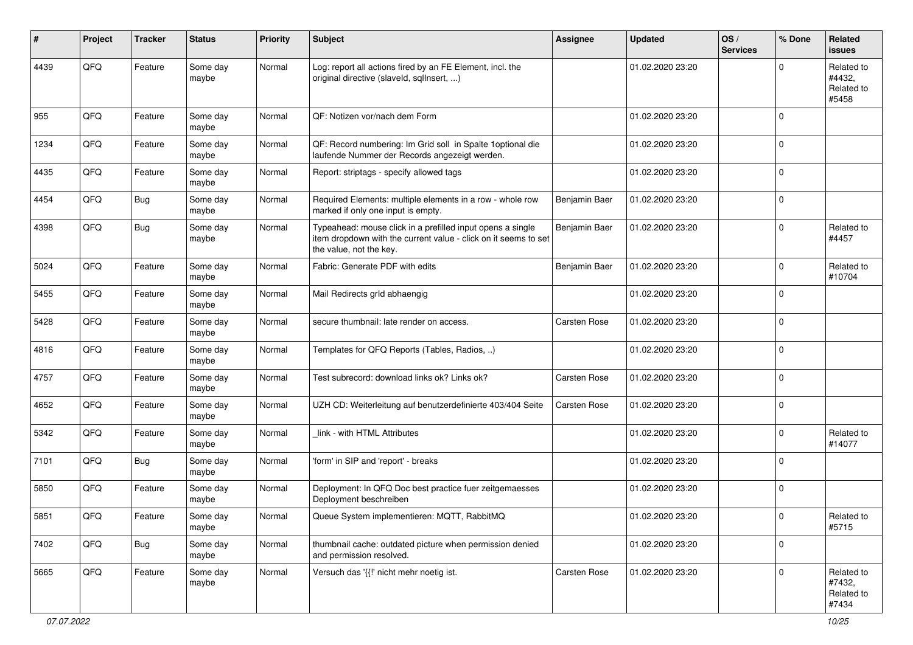| # | Project | Tracker | Status | Priority | Subject | Assignee | Updated | OS / Services | % Done | Related issues |
|---|---|---|---|---|---|---|---|---|---|---|
| 4439 | QFQ | Feature | Some day maybe | Normal | Log: report all actions fired by an FE Element, incl. the original directive (slaveId, sqlInsert, ...) | | 01.02.2020 23:20 | | 0 | Related to #4432, Related to #5458 |
| 955 | QFQ | Feature | Some day maybe | Normal | QF: Notizen vor/nach dem Form | | 01.02.2020 23:20 | | 0 | |
| 1234 | QFQ | Feature | Some day maybe | Normal | QF: Record numbering: Im Grid soll in Spalte 1optional die laufende Nummer der Records angezeigt werden. | | 01.02.2020 23:20 | | 0 | |
| 4435 | QFQ | Feature | Some day maybe | Normal | Report: striptags - specify allowed tags | | 01.02.2020 23:20 | | 0 | |
| 4454 | QFQ | Bug | Some day maybe | Normal | Required Elements: multiple elements in a row - whole row marked if only one input is empty. | Benjamin Baer | 01.02.2020 23:20 | | 0 | |
| 4398 | QFQ | Bug | Some day maybe | Normal | Typeahead: mouse click in a prefilled input opens a single item dropdown with the current value - click on it seems to set the value, not the key. | Benjamin Baer | 01.02.2020 23:20 | | 0 | Related to #4457 |
| 5024 | QFQ | Feature | Some day maybe | Normal | Fabric: Generate PDF with edits | Benjamin Baer | 01.02.2020 23:20 | | 0 | Related to #10704 |
| 5455 | QFQ | Feature | Some day maybe | Normal | Mail Redirects grId abhaengig | | 01.02.2020 23:20 | | 0 | |
| 5428 | QFQ | Feature | Some day maybe | Normal | secure thumbnail: late render on access. | Carsten Rose | 01.02.2020 23:20 | | 0 | |
| 4816 | QFQ | Feature | Some day maybe | Normal | Templates for QFQ Reports (Tables, Radios, ..) | | 01.02.2020 23:20 | | 0 | |
| 4757 | QFQ | Feature | Some day maybe | Normal | Test subrecord: download links ok? Links ok? | Carsten Rose | 01.02.2020 23:20 | | 0 | |
| 4652 | QFQ | Feature | Some day maybe | Normal | UZH CD: Weiterleitung auf benutzerdefinierte 403/404 Seite | Carsten Rose | 01.02.2020 23:20 | | 0 | |
| 5342 | QFQ | Feature | Some day maybe | Normal | _link - with HTML Attributes | | 01.02.2020 23:20 | | 0 | Related to #14077 |
| 7101 | QFQ | Bug | Some day maybe | Normal | 'form' in SIP and 'report' - breaks | | 01.02.2020 23:20 | | 0 | |
| 5850 | QFQ | Feature | Some day maybe | Normal | Deployment: In QFQ Doc best practice fuer zeitgemaesses Deployment beschreiben | | 01.02.2020 23:20 | | 0 | |
| 5851 | QFQ | Feature | Some day maybe | Normal | Queue System implementieren: MQTT, RabbitMQ | | 01.02.2020 23:20 | | 0 | Related to #5715 |
| 7402 | QFQ | Bug | Some day maybe | Normal | thumbnail cache: outdated picture when permission denied and permission resolved. | | 01.02.2020 23:20 | | 0 | |
| 5665 | QFQ | Feature | Some day maybe | Normal | Versuch das '{{!' nicht mehr noetig ist. | Carsten Rose | 01.02.2020 23:20 | | 0 | Related to #7432, Related to #7434 |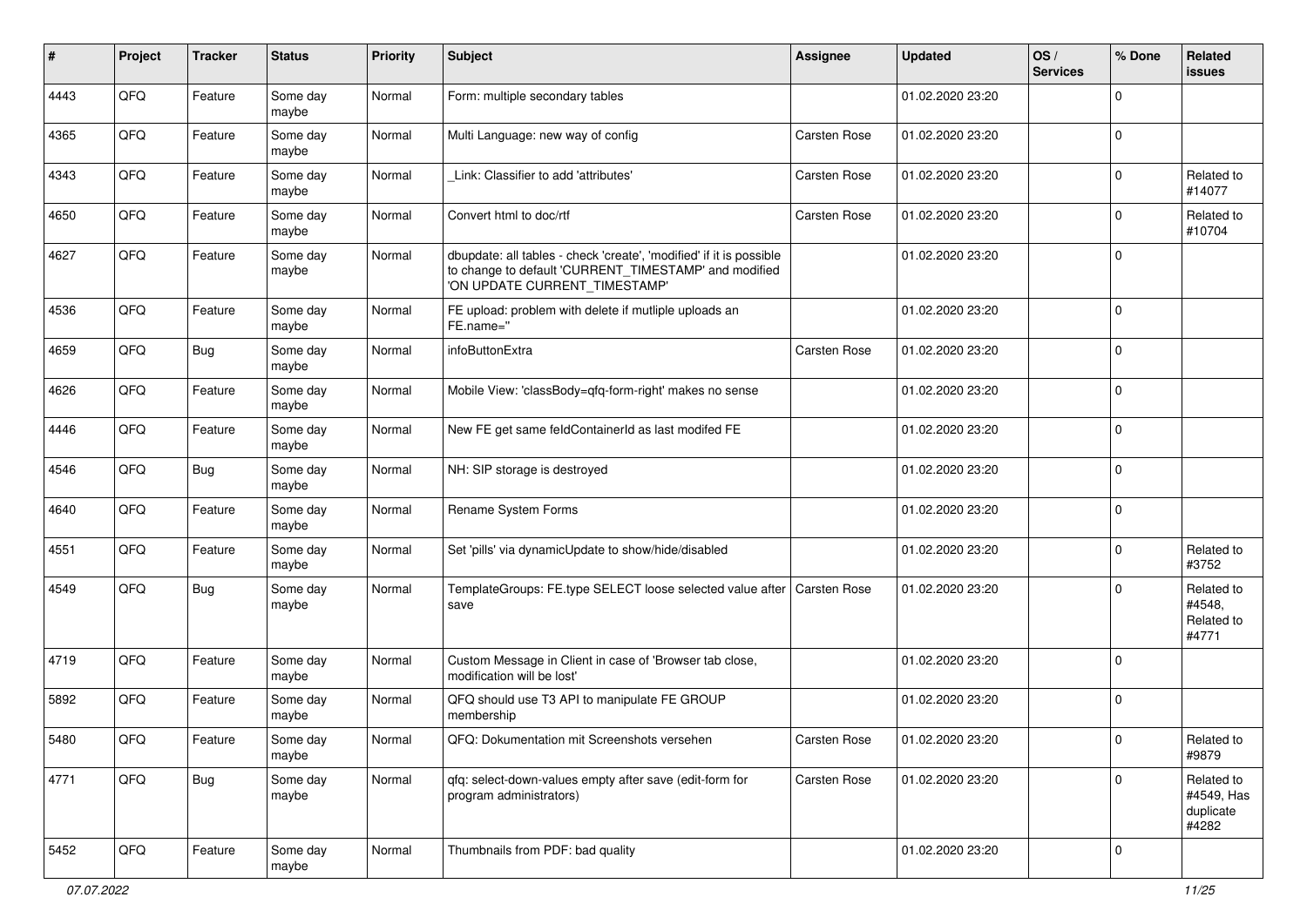| # | Project | Tracker | Status | Priority | Subject | Assignee | Updated | OS / Services | % Done | Related issues |
|---|---|---|---|---|---|---|---|---|---|---|
| 4443 | QFQ | Feature | Some day maybe | Normal | Form: multiple secondary tables | | 01.02.2020 23:20 | | 0 | |
| 4365 | QFQ | Feature | Some day maybe | Normal | Multi Language: new way of config | Carsten Rose | 01.02.2020 23:20 | | 0 | |
| 4343 | QFQ | Feature | Some day maybe | Normal | _Link: Classifier to add 'attributes' | Carsten Rose | 01.02.2020 23:20 | | 0 | Related to #14077 |
| 4650 | QFQ | Feature | Some day maybe | Normal | Convert html to doc/rtf | Carsten Rose | 01.02.2020 23:20 | | 0 | Related to #10704 |
| 4627 | QFQ | Feature | Some day maybe | Normal | dbupdate: all tables - check 'create', 'modified' if it is possible to change to default 'CURRENT_TIMESTAMP' and modified 'ON UPDATE CURRENT_TIMESTAMP' | | 01.02.2020 23:20 | | 0 | |
| 4536 | QFQ | Feature | Some day maybe | Normal | FE upload: problem with delete if mutliple uploads an FE.name='' | | 01.02.2020 23:20 | | 0 | |
| 4659 | QFQ | Bug | Some day maybe | Normal | infoButtonExtra | Carsten Rose | 01.02.2020 23:20 | | 0 | |
| 4626 | QFQ | Feature | Some day maybe | Normal | Mobile View: 'classBody=qfq-form-right' makes no sense | | 01.02.2020 23:20 | | 0 | |
| 4446 | QFQ | Feature | Some day maybe | Normal | New FE get same feldContainerId as last modifed FE | | 01.02.2020 23:20 | | 0 | |
| 4546 | QFQ | Bug | Some day maybe | Normal | NH: SIP storage is destroyed | | 01.02.2020 23:20 | | 0 | |
| 4640 | QFQ | Feature | Some day maybe | Normal | Rename System Forms | | 01.02.2020 23:20 | | 0 | |
| 4551 | QFQ | Feature | Some day maybe | Normal | Set 'pills' via dynamicUpdate to show/hide/disabled | | 01.02.2020 23:20 | | 0 | Related to #3752 |
| 4549 | QFQ | Bug | Some day maybe | Normal | TemplateGroups: FE.type SELECT loose selected value after save | Carsten Rose | 01.02.2020 23:20 | | 0 | Related to #4548, Related to #4771 |
| 4719 | QFQ | Feature | Some day maybe | Normal | Custom Message in Client in case of 'Browser tab close, modification will be lost' | | 01.02.2020 23:20 | | 0 | |
| 5892 | QFQ | Feature | Some day maybe | Normal | QFQ should use T3 API to manipulate FE GROUP membership | | 01.02.2020 23:20 | | 0 | |
| 5480 | QFQ | Feature | Some day maybe | Normal | QFQ: Dokumentation mit Screenshots versehen | Carsten Rose | 01.02.2020 23:20 | | 0 | Related to #9879 |
| 4771 | QFQ | Bug | Some day maybe | Normal | qfq: select-down-values empty after save (edit-form for program administrators) | Carsten Rose | 01.02.2020 23:20 | | 0 | Related to #4549, Has duplicate #4282 |
| 5452 | QFQ | Feature | Some day maybe | Normal | Thumbnails from PDF: bad quality | | 01.02.2020 23:20 | | 0 | |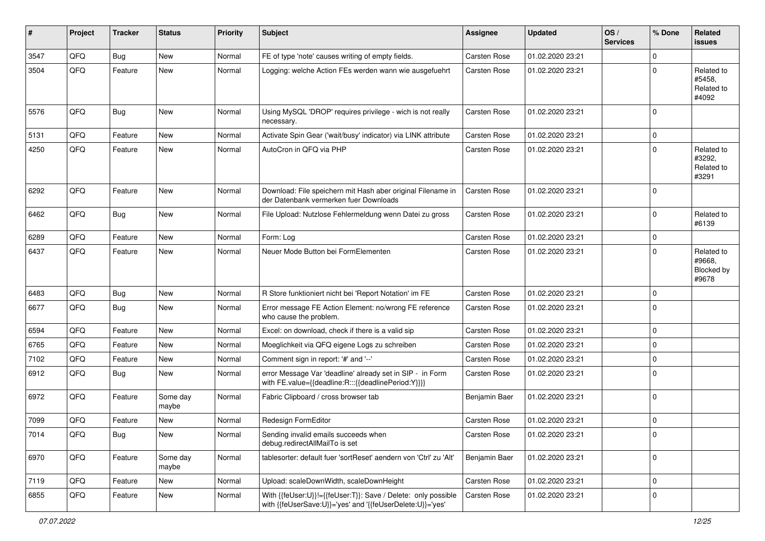| # | Project | Tracker | Status | Priority | Subject | Assignee | Updated | OS / Services | % Done | Related issues |
|---|---|---|---|---|---|---|---|---|---|---|
| 3547 | QFQ | Bug | New | Normal | FE of type 'note' causes writing of empty fields. | Carsten Rose | 01.02.2020 23:21 | | 0 | |
| 3504 | QFQ | Feature | New | Normal | Logging: welche Action FEs werden wann wie ausgefuehrt | Carsten Rose | 01.02.2020 23:21 | | 0 | Related to #5458, Related to #4092 |
| 5576 | QFQ | Bug | New | Normal | Using MySQL 'DROP' requires privilege - wich is not really necessary. | Carsten Rose | 01.02.2020 23:21 | | 0 | |
| 5131 | QFQ | Feature | New | Normal | Activate Spin Gear ('wait/busy' indicator) via LINK attribute | Carsten Rose | 01.02.2020 23:21 | | 0 | |
| 4250 | QFQ | Feature | New | Normal | AutoCron in QFQ via PHP | Carsten Rose | 01.02.2020 23:21 | | 0 | Related to #3292, Related to #3291 |
| 6292 | QFQ | Feature | New | Normal | Download: File speichern mit Hash aber original Filename in der Datenbank vermerken fuer Downloads | Carsten Rose | 01.02.2020 23:21 | | 0 | |
| 6462 | QFQ | Bug | New | Normal | File Upload: Nutzlose Fehlermeldung wenn Datei zu gross | Carsten Rose | 01.02.2020 23:21 | | 0 | Related to #6139 |
| 6289 | QFQ | Feature | New | Normal | Form: Log | Carsten Rose | 01.02.2020 23:21 | | 0 | |
| 6437 | QFQ | Feature | New | Normal | Neuer Mode Button bei FormElementen | Carsten Rose | 01.02.2020 23:21 | | 0 | Related to #9668, Blocked by #9678 |
| 6483 | QFQ | Bug | New | Normal | R Store funktioniert nicht bei 'Report Notation' im FE | Carsten Rose | 01.02.2020 23:21 | | 0 | |
| 6677 | QFQ | Bug | New | Normal | Error message FE Action Element: no/wrong FE reference who cause the problem. | Carsten Rose | 01.02.2020 23:21 | | 0 | |
| 6594 | QFQ | Feature | New | Normal | Excel: on download, check if there is a valid sip | Carsten Rose | 01.02.2020 23:21 | | 0 | |
| 6765 | QFQ | Feature | New | Normal | Moeglichkeit via QFQ eigene Logs zu schreiben | Carsten Rose | 01.02.2020 23:21 | | 0 | |
| 7102 | QFQ | Feature | New | Normal | Comment sign in report: '#' and '--' | Carsten Rose | 01.02.2020 23:21 | | 0 | |
| 6912 | QFQ | Bug | New | Normal | error Message Var 'deadline' already set in SIP - in Form with FE.value={{deadline:R:::{{deadlinePeriod:Y}}}} | Carsten Rose | 01.02.2020 23:21 | | 0 | |
| 6972 | QFQ | Feature | Some day maybe | Normal | Fabric Clipboard / cross browser tab | Benjamin Baer | 01.02.2020 23:21 | | 0 | |
| 7099 | QFQ | Feature | New | Normal | Redesign FormEditor | Carsten Rose | 01.02.2020 23:21 | | 0 | |
| 7014 | QFQ | Bug | New | Normal | Sending invalid emails succeeds when debug.redirectAllMailTo is set | Carsten Rose | 01.02.2020 23:21 | | 0 | |
| 6970 | QFQ | Feature | Some day maybe | Normal | tablesorter: default fuer 'sortReset' aendern von 'Ctrl' zu 'Alt' | Benjamin Baer | 01.02.2020 23:21 | | 0 | |
| 7119 | QFQ | Feature | New | Normal | Upload: scaleDownWidth, scaleDownHeight | Carsten Rose | 01.02.2020 23:21 | | 0 | |
| 6855 | QFQ | Feature | New | Normal | With {{feUser:U}}!={{feUser:T}}: Save / Delete: only possible with {{feUserSave:U}}='yes' and '{{feUserDelete:U}}='yes' | Carsten Rose | 01.02.2020 23:21 | | 0 | |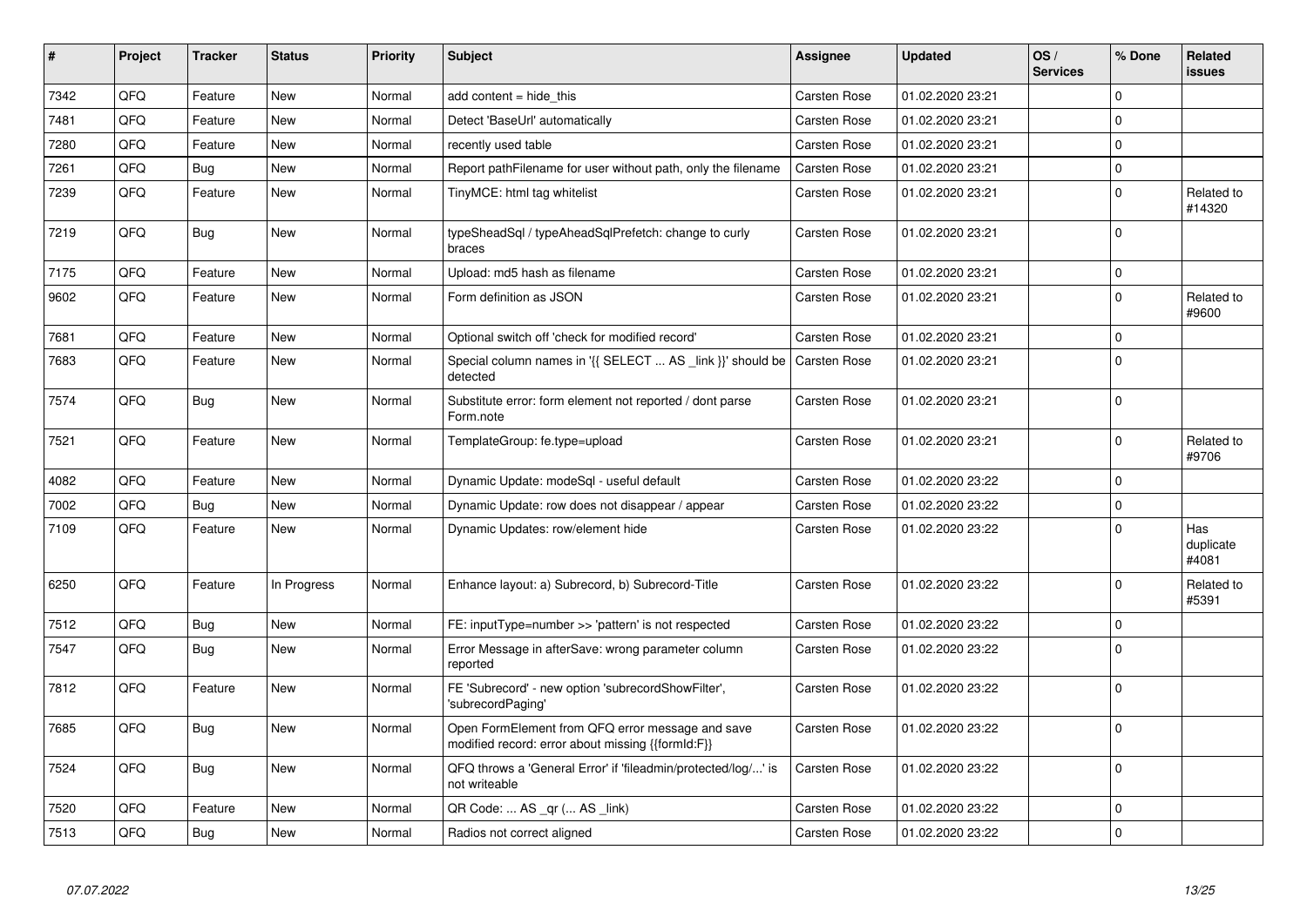| # | Project | Tracker | Status | Priority | Subject | Assignee | Updated | OS / Services | % Done | Related issues |
|---|---|---|---|---|---|---|---|---|---|---|
| 7342 | QFQ | Feature | New | Normal | add content = hide_this | Carsten Rose | 01.02.2020 23:21 | | 0 | |
| 7481 | QFQ | Feature | New | Normal | Detect 'BaseUrl' automatically | Carsten Rose | 01.02.2020 23:21 | | 0 | |
| 7280 | QFQ | Feature | New | Normal | recently used table | Carsten Rose | 01.02.2020 23:21 | | 0 | |
| 7261 | QFQ | Bug | New | Normal | Report pathFilename for user without path, only the filename | Carsten Rose | 01.02.2020 23:21 | | 0 | |
| 7239 | QFQ | Feature | New | Normal | TinyMCE: html tag whitelist | Carsten Rose | 01.02.2020 23:21 | | 0 | Related to #14320 |
| 7219 | QFQ | Bug | New | Normal | typeSheadSql / typeAheadSqlPrefetch: change to curly braces | Carsten Rose | 01.02.2020 23:21 | | 0 | |
| 7175 | QFQ | Feature | New | Normal | Upload: md5 hash as filename | Carsten Rose | 01.02.2020 23:21 | | 0 | |
| 9602 | QFQ | Feature | New | Normal | Form definition as JSON | Carsten Rose | 01.02.2020 23:21 | | 0 | Related to #9600 |
| 7681 | QFQ | Feature | New | Normal | Optional switch off 'check for modified record' | Carsten Rose | 01.02.2020 23:21 | | 0 | |
| 7683 | QFQ | Feature | New | Normal | Special column names in '{{ SELECT ... AS _link }}' should be detected | Carsten Rose | 01.02.2020 23:21 | | 0 | |
| 7574 | QFQ | Bug | New | Normal | Substitute error: form element not reported / dont parse Form.note | Carsten Rose | 01.02.2020 23:21 | | 0 | |
| 7521 | QFQ | Feature | New | Normal | TemplateGroup: fe.type=upload | Carsten Rose | 01.02.2020 23:21 | | 0 | Related to #9706 |
| 4082 | QFQ | Feature | New | Normal | Dynamic Update: modeSql - useful default | Carsten Rose | 01.02.2020 23:22 | | 0 | |
| 7002 | QFQ | Bug | New | Normal | Dynamic Update: row does not disappear / appear | Carsten Rose | 01.02.2020 23:22 | | 0 | |
| 7109 | QFQ | Feature | New | Normal | Dynamic Updates: row/element hide | Carsten Rose | 01.02.2020 23:22 | | 0 | Has duplicate #4081 |
| 6250 | QFQ | Feature | In Progress | Normal | Enhance layout: a) Subrecord, b) Subrecord-Title | Carsten Rose | 01.02.2020 23:22 | | 0 | Related to #5391 |
| 7512 | QFQ | Bug | New | Normal | FE: inputType=number >> 'pattern' is not respected | Carsten Rose | 01.02.2020 23:22 | | 0 | |
| 7547 | QFQ | Bug | New | Normal | Error Message in afterSave: wrong parameter column reported | Carsten Rose | 01.02.2020 23:22 | | 0 | |
| 7812 | QFQ | Feature | New | Normal | FE 'Subrecord' - new option 'subrecordShowFilter', 'subrecordPaging' | Carsten Rose | 01.02.2020 23:22 | | 0 | |
| 7685 | QFQ | Bug | New | Normal | Open FormElement from QFQ error message and save modified record: error about missing {{formId:F}} | Carsten Rose | 01.02.2020 23:22 | | 0 | |
| 7524 | QFQ | Bug | New | Normal | QFQ throws a 'General Error' if 'fileadmin/protected/log/...' is not writeable | Carsten Rose | 01.02.2020 23:22 | | 0 | |
| 7520 | QFQ | Feature | New | Normal | QR Code: ... AS _qr (... AS _link) | Carsten Rose | 01.02.2020 23:22 | | 0 | |
| 7513 | QFQ | Bug | New | Normal | Radios not correct aligned | Carsten Rose | 01.02.2020 23:22 | | 0 | |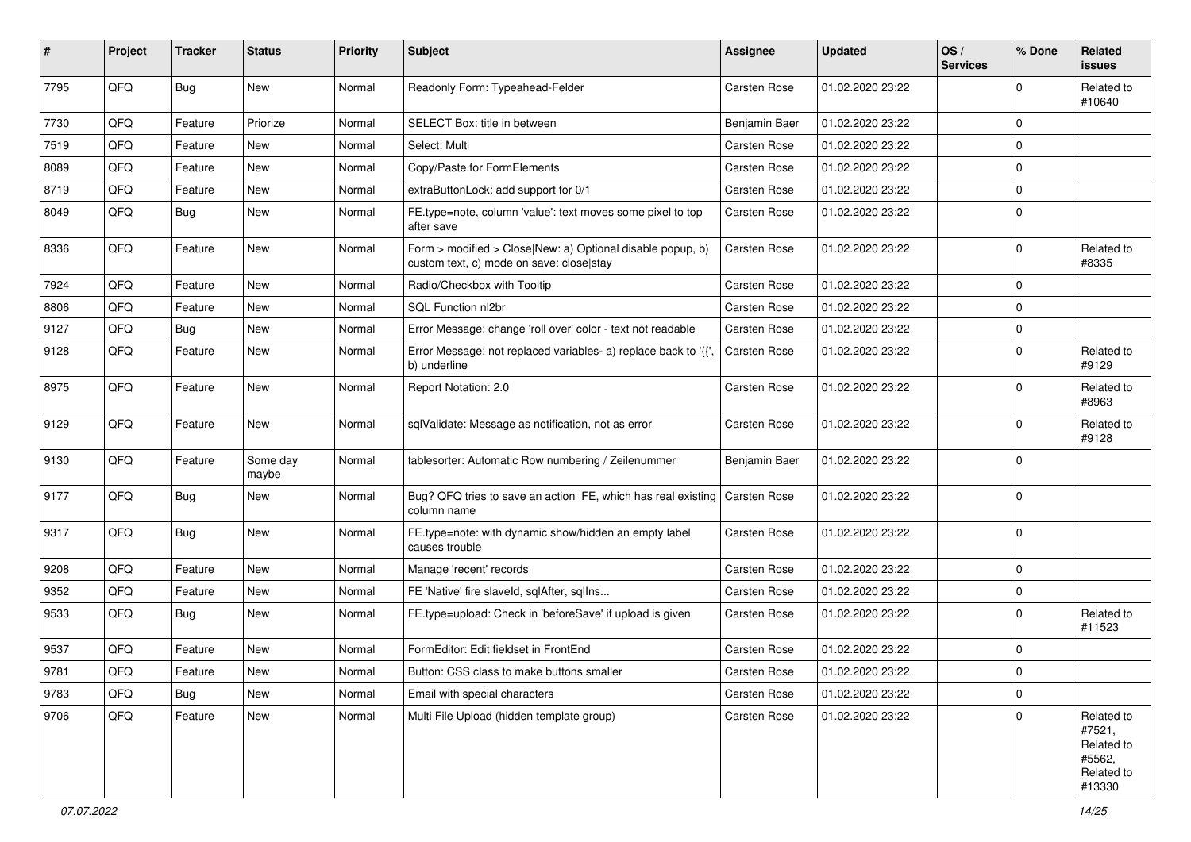| # | Project | Tracker | Status | Priority | Subject | Assignee | Updated | OS / Services | % Done | Related issues |
|---|---|---|---|---|---|---|---|---|---|---|
| 7795 | QFQ | Bug | New | Normal | Readonly Form: Typeahead-Felder | Carsten Rose | 01.02.2020 23:22 | | 0 | Related to #10640 |
| 7730 | QFQ | Feature | Priorize | Normal | SELECT Box: title in between | Benjamin Baer | 01.02.2020 23:22 | | 0 | |
| 7519 | QFQ | Feature | New | Normal | Select: Multi | Carsten Rose | 01.02.2020 23:22 | | 0 | |
| 8089 | QFQ | Feature | New | Normal | Copy/Paste for FormElements | Carsten Rose | 01.02.2020 23:22 | | 0 | |
| 8719 | QFQ | Feature | New | Normal | extraButtonLock: add support for 0/1 | Carsten Rose | 01.02.2020 23:22 | | 0 | |
| 8049 | QFQ | Bug | New | Normal | FE.type=note, column 'value': text moves some pixel to top after save | Carsten Rose | 01.02.2020 23:22 | | 0 | |
| 8336 | QFQ | Feature | New | Normal | Form > modified > Close\|New: a) Optional disable popup, b) custom text, c) mode on save: close\|stay | Carsten Rose | 01.02.2020 23:22 | | 0 | Related to #8335 |
| 7924 | QFQ | Feature | New | Normal | Radio/Checkbox with Tooltip | Carsten Rose | 01.02.2020 23:22 | | 0 | |
| 8806 | QFQ | Feature | New | Normal | SQL Function nl2br | Carsten Rose | 01.02.2020 23:22 | | 0 | |
| 9127 | QFQ | Bug | New | Normal | Error Message: change 'roll over' color - text not readable | Carsten Rose | 01.02.2020 23:22 | | 0 | |
| 9128 | QFQ | Feature | New | Normal | Error Message: not replaced variables- a) replace back to '{{', b) underline | Carsten Rose | 01.02.2020 23:22 | | 0 | Related to #9129 |
| 8975 | QFQ | Feature | New | Normal | Report Notation: 2.0 | Carsten Rose | 01.02.2020 23:22 | | 0 | Related to #8963 |
| 9129 | QFQ | Feature | New | Normal | sqlValidate: Message as notification, not as error | Carsten Rose | 01.02.2020 23:22 | | 0 | Related to #9128 |
| 9130 | QFQ | Feature | Some day maybe | Normal | tablesorter: Automatic Row numbering / Zeilenummer | Benjamin Baer | 01.02.2020 23:22 | | 0 | |
| 9177 | QFQ | Bug | New | Normal | Bug? QFQ tries to save an action FE, which has real existing column name | Carsten Rose | 01.02.2020 23:22 | | 0 | |
| 9317 | QFQ | Bug | New | Normal | FE.type=note: with dynamic show/hidden an empty label causes trouble | Carsten Rose | 01.02.2020 23:22 | | 0 | |
| 9208 | QFQ | Feature | New | Normal | Manage 'recent' records | Carsten Rose | 01.02.2020 23:22 | | 0 | |
| 9352 | QFQ | Feature | New | Normal | FE 'Native' fire slaveId, sqlAfter, sqlIns... | Carsten Rose | 01.02.2020 23:22 | | 0 | |
| 9533 | QFQ | Bug | New | Normal | FE.type=upload: Check in 'beforeSave' if upload is given | Carsten Rose | 01.02.2020 23:22 | | 0 | Related to #11523 |
| 9537 | QFQ | Feature | New | Normal | FormEditor: Edit fieldset in FrontEnd | Carsten Rose | 01.02.2020 23:22 | | 0 | |
| 9781 | QFQ | Feature | New | Normal | Button: CSS class to make buttons smaller | Carsten Rose | 01.02.2020 23:22 | | 0 | |
| 9783 | QFQ | Bug | New | Normal | Email with special characters | Carsten Rose | 01.02.2020 23:22 | | 0 | |
| 9706 | QFQ | Feature | New | Normal | Multi File Upload (hidden template group) | Carsten Rose | 01.02.2020 23:22 | | 0 | Related to #7521, Related to #5562, Related to #13330 |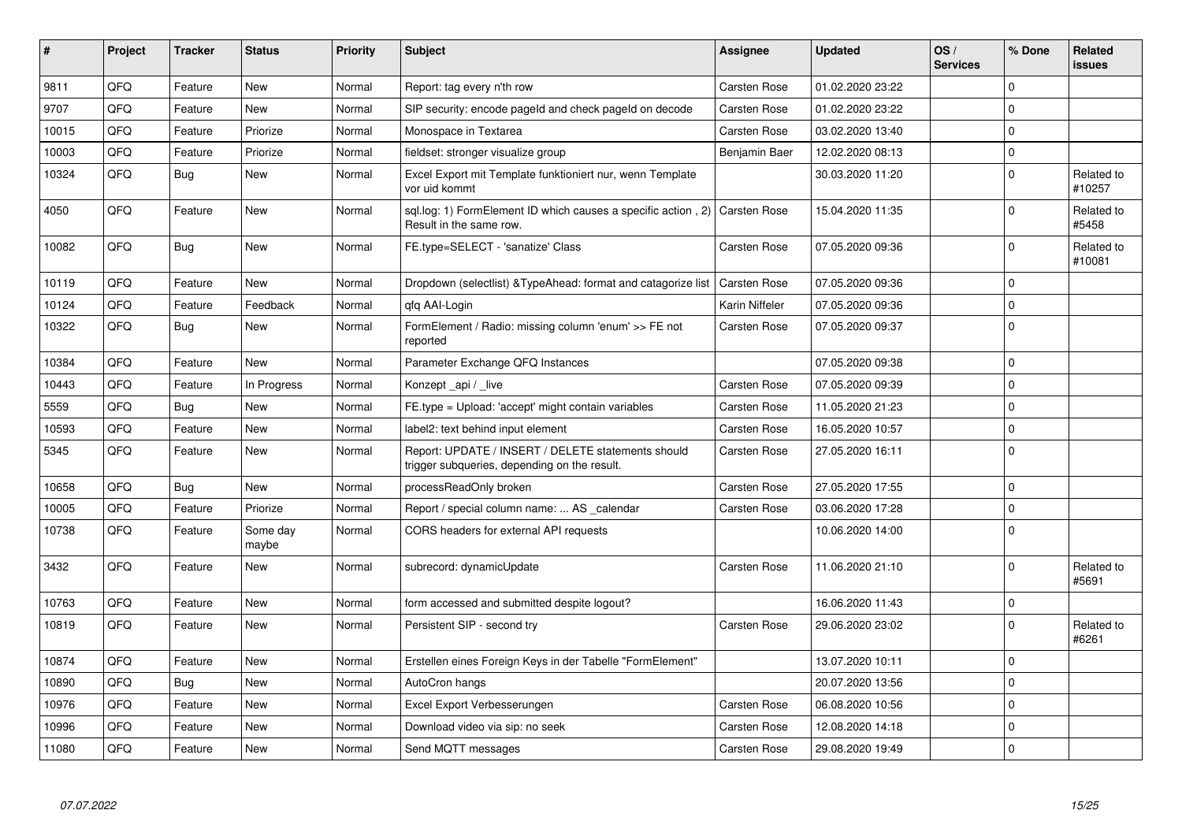| # | Project | Tracker | Status | Priority | Subject | Assignee | Updated | OS / Services | % Done | Related issues |
|---|---|---|---|---|---|---|---|---|---|---|
| 9811 | QFQ | Feature | New | Normal | Report: tag every n'th row | Carsten Rose | 01.02.2020 23:22 | | 0 | |
| 9707 | QFQ | Feature | New | Normal | SIP security: encode pageId and check pageId on decode | Carsten Rose | 01.02.2020 23:22 | | 0 | |
| 10015 | QFQ | Feature | Priorize | Normal | Monospace in Textarea | Carsten Rose | 03.02.2020 13:40 | | 0 | |
| 10003 | QFQ | Feature | Priorize | Normal | fieldset: stronger visualize group | Benjamin Baer | 12.02.2020 08:13 | | 0 | |
| 10324 | QFQ | Bug | New | Normal | Excel Export mit Template funktioniert nur, wenn Template vor uid kommt | | 30.03.2020 11:20 | | 0 | Related to #10257 |
| 4050 | QFQ | Feature | New | Normal | sql.log: 1) FormElement ID which causes a specific action , 2) Result in the same row. | Carsten Rose | 15.04.2020 11:35 | | 0 | Related to #5458 |
| 10082 | QFQ | Bug | New | Normal | FE.type=SELECT - 'sanatize' Class | Carsten Rose | 07.05.2020 09:36 | | 0 | Related to #10081 |
| 10119 | QFQ | Feature | New | Normal | Dropdown (selectlist) &TypeAhead: format and catagorize list | Carsten Rose | 07.05.2020 09:36 | | 0 | |
| 10124 | QFQ | Feature | Feedback | Normal | qfq AAI-Login | Karin Niffeler | 07.05.2020 09:36 | | 0 | |
| 10322 | QFQ | Bug | New | Normal | FormElement / Radio: missing column 'enum' >> FE not reported | Carsten Rose | 07.05.2020 09:37 | | 0 | |
| 10384 | QFQ | Feature | New | Normal | Parameter Exchange QFQ Instances | | 07.05.2020 09:38 | | 0 | |
| 10443 | QFQ | Feature | In Progress | Normal | Konzept _api / _live | Carsten Rose | 07.05.2020 09:39 | | 0 | |
| 5559 | QFQ | Bug | New | Normal | FE.type = Upload: 'accept' might contain variables | Carsten Rose | 11.05.2020 21:23 | | 0 | |
| 10593 | QFQ | Feature | New | Normal | label2: text behind input element | Carsten Rose | 16.05.2020 10:57 | | 0 | |
| 5345 | QFQ | Feature | New | Normal | Report: UPDATE / INSERT / DELETE statements should trigger subqueries, depending on the result. | Carsten Rose | 27.05.2020 16:11 | | 0 | |
| 10658 | QFQ | Bug | New | Normal | processReadOnly broken | Carsten Rose | 27.05.2020 17:55 | | 0 | |
| 10005 | QFQ | Feature | Priorize | Normal | Report / special column name: ... AS _calendar | Carsten Rose | 03.06.2020 17:28 | | 0 | |
| 10738 | QFQ | Feature | Some day maybe | Normal | CORS headers for external API requests | | 10.06.2020 14:00 | | 0 | |
| 3432 | QFQ | Feature | New | Normal | subrecord: dynamicUpdate | Carsten Rose | 11.06.2020 21:10 | | 0 | Related to #5691 |
| 10763 | QFQ | Feature | New | Normal | form accessed and submitted despite logout? | | 16.06.2020 11:43 | | 0 | |
| 10819 | QFQ | Feature | New | Normal | Persistent SIP - second try | Carsten Rose | 29.06.2020 23:02 | | 0 | Related to #6261 |
| 10874 | QFQ | Feature | New | Normal | Erstellen eines Foreign Keys in der Tabelle "FormElement" | | 13.07.2020 10:11 | | 0 | |
| 10890 | QFQ | Bug | New | Normal | AutoCron hangs | | 20.07.2020 13:56 | | 0 | |
| 10976 | QFQ | Feature | New | Normal | Excel Export Verbesserungen | Carsten Rose | 06.08.2020 10:56 | | 0 | |
| 10996 | QFQ | Feature | New | Normal | Download video via sip: no seek | Carsten Rose | 12.08.2020 14:18 | | 0 | |
| 11080 | QFQ | Feature | New | Normal | Send MQTT messages | Carsten Rose | 29.08.2020 19:49 | | 0 | |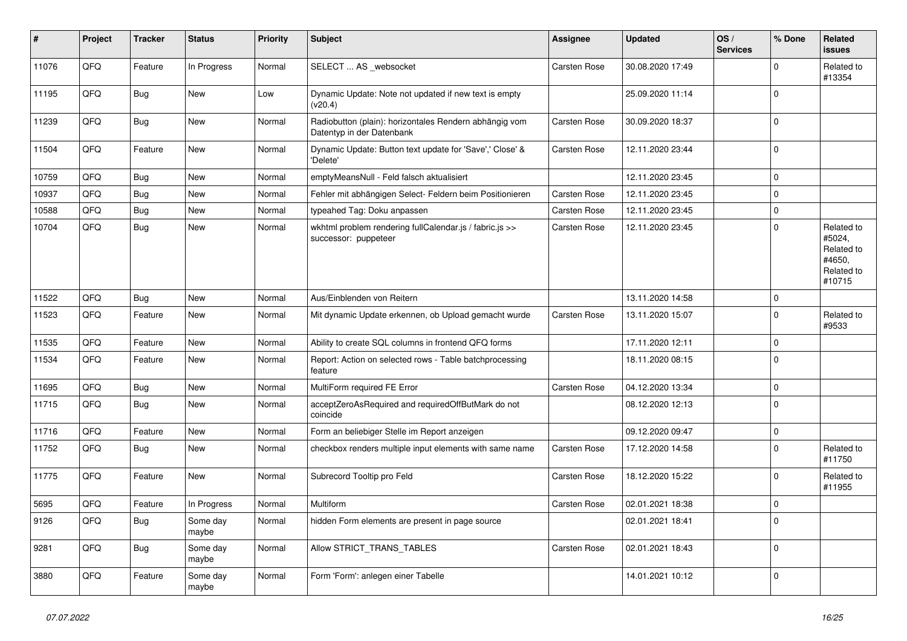| # | Project | Tracker | Status | Priority | Subject | Assignee | Updated | OS / Services | % Done | Related issues |
|---|---|---|---|---|---|---|---|---|---|---|
| 11076 | QFQ | Feature | In Progress | Normal | SELECT ... AS _websocket | Carsten Rose | 30.08.2020 17:49 | | 0 | Related to #13354 |
| 11195 | QFQ | Bug | New | Low | Dynamic Update: Note not updated if new text is empty (v20.4) | | 25.09.2020 11:14 | | 0 | |
| 11239 | QFQ | Bug | New | Normal | Radiobutton (plain): horizontales Rendern abhängig vom Datentyp in der Datenbank | Carsten Rose | 30.09.2020 18:37 | | 0 | |
| 11504 | QFQ | Feature | New | Normal | Dynamic Update: Button text update for 'Save',' Close' & 'Delete' | Carsten Rose | 12.11.2020 23:44 | | 0 | |
| 10759 | QFQ | Bug | New | Normal | emptyMeansNull - Feld falsch aktualisiert | | 12.11.2020 23:45 | | 0 | |
| 10937 | QFQ | Bug | New | Normal | Fehler mit abhängigen Select- Feldern beim Positionieren | Carsten Rose | 12.11.2020 23:45 | | 0 | |
| 10588 | QFQ | Bug | New | Normal | typeahed Tag: Doku anpassen | Carsten Rose | 12.11.2020 23:45 | | 0 | |
| 10704 | QFQ | Bug | New | Normal | wkhtml problem rendering fullCalendar.js / fabric.js >> successor: puppeteer | Carsten Rose | 12.11.2020 23:45 | | 0 | Related to #5024, Related to #4650, Related to #10715 |
| 11522 | QFQ | Bug | New | Normal | Aus/Einblenden von Reitern | | 13.11.2020 14:58 | | 0 | |
| 11523 | QFQ | Feature | New | Normal | Mit dynamic Update erkennen, ob Upload gemacht wurde | Carsten Rose | 13.11.2020 15:07 | | 0 | Related to #9533 |
| 11535 | QFQ | Feature | New | Normal | Ability to create SQL columns in frontend QFQ forms | | 17.11.2020 12:11 | | 0 | |
| 11534 | QFQ | Feature | New | Normal | Report: Action on selected rows - Table batchprocessing feature | | 18.11.2020 08:15 | | 0 | |
| 11695 | QFQ | Bug | New | Normal | MultiForm required FE Error | Carsten Rose | 04.12.2020 13:34 | | 0 | |
| 11715 | QFQ | Bug | New | Normal | acceptZeroAsRequired and requiredOffButMark do not coincide | | 08.12.2020 12:13 | | 0 | |
| 11716 | QFQ | Feature | New | Normal | Form an beliebiger Stelle im Report anzeigen | | 09.12.2020 09:47 | | 0 | |
| 11752 | QFQ | Bug | New | Normal | checkbox renders multiple input elements with same name | Carsten Rose | 17.12.2020 14:58 | | 0 | Related to #11750 |
| 11775 | QFQ | Feature | New | Normal | Subrecord Tooltip pro Feld | Carsten Rose | 18.12.2020 15:22 | | 0 | Related to #11955 |
| 5695 | QFQ | Feature | In Progress | Normal | Multiform | Carsten Rose | 02.01.2021 18:38 | | 0 | |
| 9126 | QFQ | Bug | Some day maybe | Normal | hidden Form elements are present in page source | | 02.01.2021 18:41 | | 0 | |
| 9281 | QFQ | Bug | Some day maybe | Normal | Allow STRICT_TRANS_TABLES | Carsten Rose | 02.01.2021 18:43 | | 0 | |
| 3880 | QFQ | Feature | Some day maybe | Normal | Form 'Form': anlegen einer Tabelle | | 14.01.2021 10:12 | | 0 | |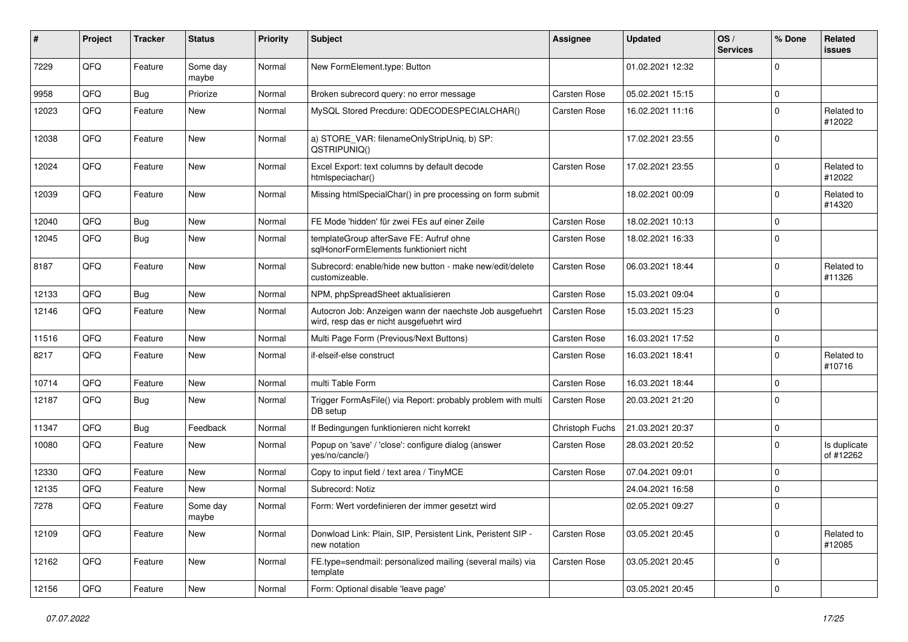| # | Project | Tracker | Status | Priority | Subject | Assignee | Updated | OS / Services | % Done | Related issues |
|---|---|---|---|---|---|---|---|---|---|---|
| 7229 | QFQ | Feature | Some day maybe | Normal | New FormElement.type: Button | | 01.02.2021 12:32 | | 0 | |
| 9958 | QFQ | Bug | Priorize | Normal | Broken subrecord query: no error message | Carsten Rose | 05.02.2021 15:15 | | 0 | |
| 12023 | QFQ | Feature | New | Normal | MySQL Stored Precdure: QDECODESPECIALCHAR() | Carsten Rose | 16.02.2021 11:16 | | 0 | Related to #12022 |
| 12038 | QFQ | Feature | New | Normal | a) STORE_VAR: filenameOnlyStripUniq, b) SP: QSTRIPUNIQ() | | 17.02.2021 23:55 | | 0 | |
| 12024 | QFQ | Feature | New | Normal | Excel Export: text columns by default decode htmlspeciachar() | Carsten Rose | 17.02.2021 23:55 | | 0 | Related to #12022 |
| 12039 | QFQ | Feature | New | Normal | Missing htmlSpecialChar() in pre processing on form submit | | 18.02.2021 00:09 | | 0 | Related to #14320 |
| 12040 | QFQ | Bug | New | Normal | FE Mode 'hidden' für zwei FEs auf einer Zeile | Carsten Rose | 18.02.2021 10:13 | | 0 | |
| 12045 | QFQ | Bug | New | Normal | templateGroup afterSave FE: Aufruf ohne sqlHonorFormElements funktioniert nicht | Carsten Rose | 18.02.2021 16:33 | | 0 | |
| 8187 | QFQ | Feature | New | Normal | Subrecord: enable/hide new button - make new/edit/delete customizeable. | Carsten Rose | 06.03.2021 18:44 | | 0 | Related to #11326 |
| 12133 | QFQ | Bug | New | Normal | NPM, phpSpreadSheet aktualisieren | Carsten Rose | 15.03.2021 09:04 | | 0 | |
| 12146 | QFQ | Feature | New | Normal | Autocron Job: Anzeigen wann der naechste Job ausgefuehrt wird, resp das er nicht ausgefuehrt wird | Carsten Rose | 15.03.2021 15:23 | | 0 | |
| 11516 | QFQ | Feature | New | Normal | Multi Page Form (Previous/Next Buttons) | Carsten Rose | 16.03.2021 17:52 | | 0 | |
| 8217 | QFQ | Feature | New | Normal | if-elseif-else construct | Carsten Rose | 16.03.2021 18:41 | | 0 | Related to #10716 |
| 10714 | QFQ | Feature | New | Normal | multi Table Form | Carsten Rose | 16.03.2021 18:44 | | 0 | |
| 12187 | QFQ | Bug | New | Normal | Trigger FormAsFile() via Report: probably problem with multi DB setup | Carsten Rose | 20.03.2021 21:20 | | 0 | |
| 11347 | QFQ | Bug | Feedback | Normal | If Bedingungen funktionieren nicht korrekt | Christoph Fuchs | 21.03.2021 20:37 | | 0 | |
| 10080 | QFQ | Feature | New | Normal | Popup on 'save' / 'close': configure dialog (answer yes/no/cancle/) | Carsten Rose | 28.03.2021 20:52 | | 0 | Is duplicate of #12262 |
| 12330 | QFQ | Feature | New | Normal | Copy to input field / text area / TinyMCE | Carsten Rose | 07.04.2021 09:01 | | 0 | |
| 12135 | QFQ | Feature | New | Normal | Subrecord: Notiz | | 24.04.2021 16:58 | | 0 | |
| 7278 | QFQ | Feature | Some day maybe | Normal | Form: Wert vordefinieren der immer gesetzt wird | | 02.05.2021 09:27 | | 0 | |
| 12109 | QFQ | Feature | New | Normal | Donwload Link: Plain, SIP, Persistent Link, Peristent SIP - new notation | Carsten Rose | 03.05.2021 20:45 | | 0 | Related to #12085 |
| 12162 | QFQ | Feature | New | Normal | FE.type=sendmail: personalized mailing (several mails) via template | Carsten Rose | 03.05.2021 20:45 | | 0 | |
| 12156 | QFQ | Feature | New | Normal | Form: Optional disable 'leave page' | | 03.05.2021 20:45 | | 0 | |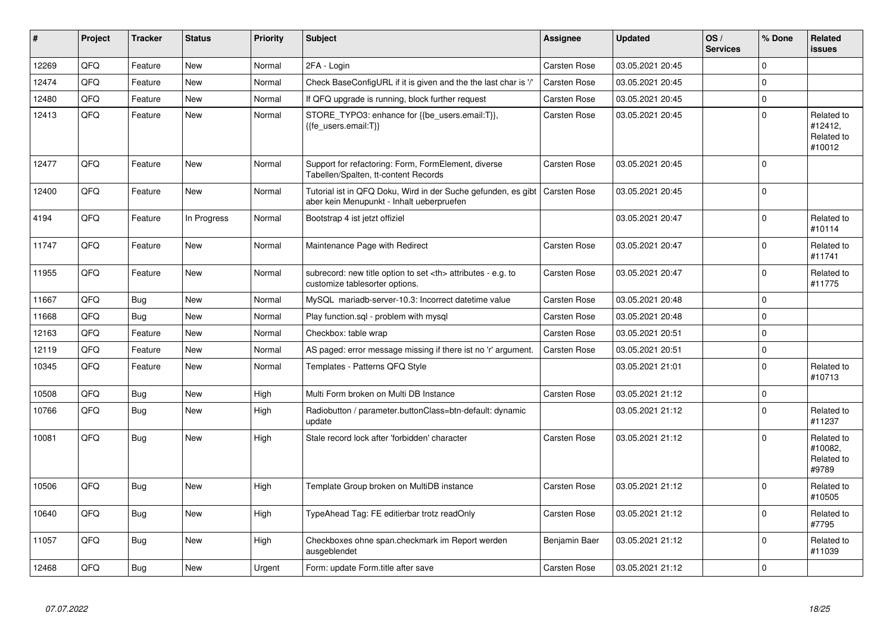| # | Project | Tracker | Status | Priority | Subject | Assignee | Updated | OS / Services | % Done | Related issues |
|---|---|---|---|---|---|---|---|---|---|---|
| 12269 | QFQ | Feature | New | Normal | 2FA - Login | Carsten Rose | 03.05.2021 20:45 | | 0 | |
| 12474 | QFQ | Feature | New | Normal | Check BaseConfigURL if it is given and the the last char is '/' | Carsten Rose | 03.05.2021 20:45 | | 0 | |
| 12480 | QFQ | Feature | New | Normal | If QFQ upgrade is running, block further request | Carsten Rose | 03.05.2021 20:45 | | 0 | |
| 12413 | QFQ | Feature | New | Normal | STORE_TYPO3: enhance for {{be_users.email:T}}, {{fe_users.email:T}} | Carsten Rose | 03.05.2021 20:45 | | 0 | Related to #12412, Related to #10012 |
| 12477 | QFQ | Feature | New | Normal | Support for refactoring: Form, FormElement, diverse Tabellen/Spalten, tt-content Records | Carsten Rose | 03.05.2021 20:45 | | 0 | |
| 12400 | QFQ | Feature | New | Normal | Tutorial ist in QFQ Doku, Wird in der Suche gefunden, es gibt aber kein Menupunkt - Inhalt ueberpruefen | Carsten Rose | 03.05.2021 20:45 | | 0 | |
| 4194 | QFQ | Feature | In Progress | Normal | Bootstrap 4 ist jetzt offiziel | | 03.05.2021 20:47 | | 0 | Related to #10114 |
| 11747 | QFQ | Feature | New | Normal | Maintenance Page with Redirect | Carsten Rose | 03.05.2021 20:47 | | 0 | Related to #11741 |
| 11955 | QFQ | Feature | New | Normal | subrecord: new title option to set <th> attributes - e.g. to customize tablesorter options. | Carsten Rose | 03.05.2021 20:47 | | 0 | Related to #11775 |
| 11667 | QFQ | Bug | New | Normal | MySQL mariadb-server-10.3: Incorrect datetime value | Carsten Rose | 03.05.2021 20:48 | | 0 | |
| 11668 | QFQ | Bug | New | Normal | Play function.sql - problem with mysql | Carsten Rose | 03.05.2021 20:48 | | 0 | |
| 12163 | QFQ | Feature | New | Normal | Checkbox: table wrap | Carsten Rose | 03.05.2021 20:51 | | 0 | |
| 12119 | QFQ | Feature | New | Normal | AS paged: error message missing if there ist no 'r' argument. | Carsten Rose | 03.05.2021 20:51 | | 0 | |
| 10345 | QFQ | Feature | New | Normal | Templates - Patterns QFQ Style | | 03.05.2021 21:01 | | 0 | Related to #10713 |
| 10508 | QFQ | Bug | New | High | Multi Form broken on Multi DB Instance | Carsten Rose | 03.05.2021 21:12 | | 0 | |
| 10766 | QFQ | Bug | New | High | Radiobutton / parameter.buttonClass=btn-default: dynamic update | | 03.05.2021 21:12 | | 0 | Related to #11237 |
| 10081 | QFQ | Bug | New | High | Stale record lock after 'forbidden' character | Carsten Rose | 03.05.2021 21:12 | | 0 | Related to #10082, Related to #9789 |
| 10506 | QFQ | Bug | New | High | Template Group broken on MultiDB instance | Carsten Rose | 03.05.2021 21:12 | | 0 | Related to #10505 |
| 10640 | QFQ | Bug | New | High | TypeAhead Tag: FE editierbar trotz readOnly | Carsten Rose | 03.05.2021 21:12 | | 0 | Related to #7795 |
| 11057 | QFQ | Bug | New | High | Checkboxes ohne span.checkmark im Report werden ausgeblendet | Benjamin Baer | 03.05.2021 21:12 | | 0 | Related to #11039 |
| 12468 | QFQ | Bug | New | Urgent | Form: update Form.title after save | Carsten Rose | 03.05.2021 21:12 | | 0 | |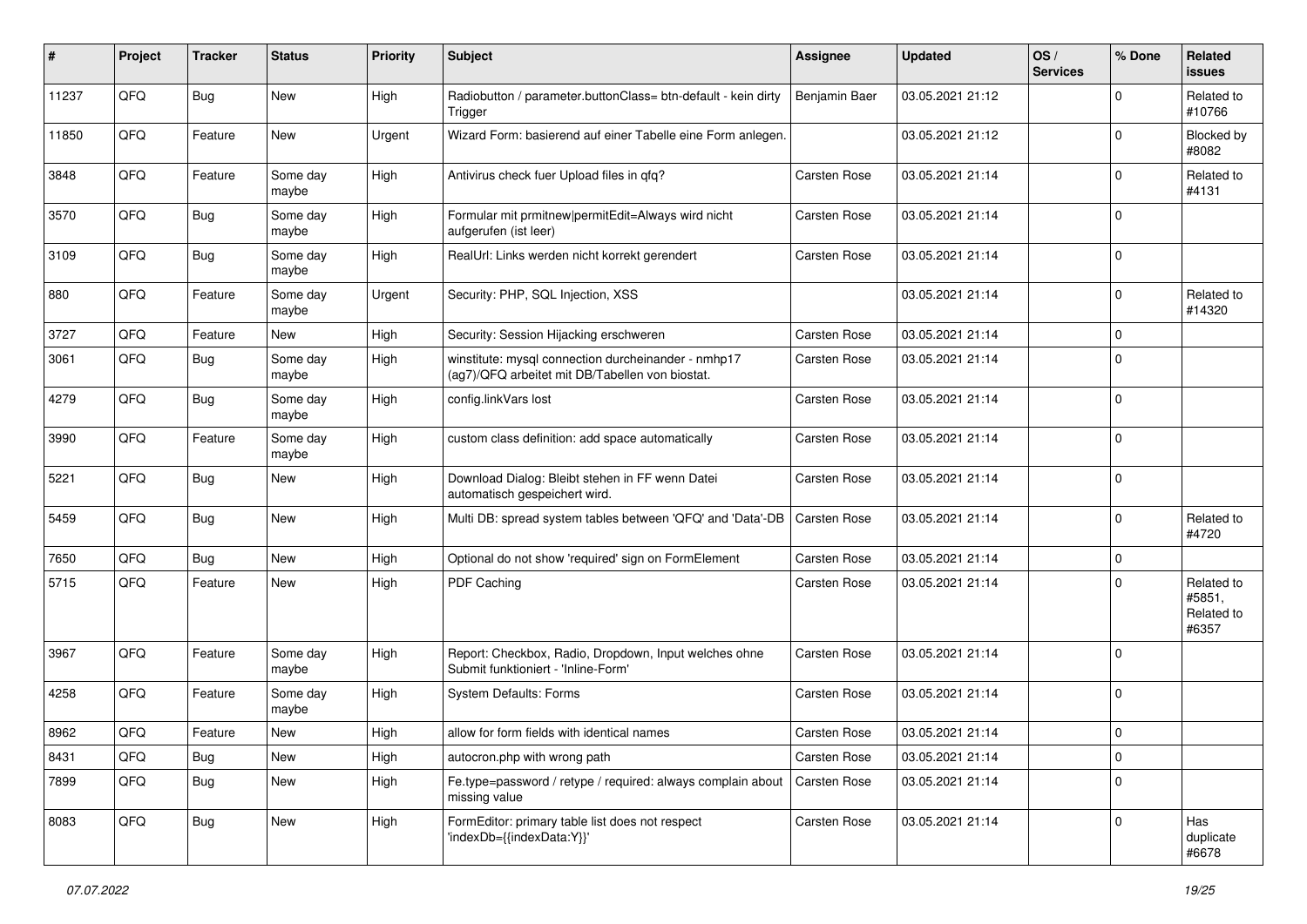| # | Project | Tracker | Status | Priority | Subject | Assignee | Updated | OS / Services | % Done | Related issues |
|---|---|---|---|---|---|---|---|---|---|---|
| 11237 | QFQ | Bug | New | High | Radiobutton / parameter.buttonClass= btn-default - kein dirty Trigger | Benjamin Baer | 03.05.2021 21:12 | | 0 | Related to #10766 |
| 11850 | QFQ | Feature | New | Urgent | Wizard Form: basierend auf einer Tabelle eine Form anlegen. | | 03.05.2021 21:12 | | 0 | Blocked by #8082 |
| 3848 | QFQ | Feature | Some day maybe | High | Antivirus check fuer Upload files in qfq? | Carsten Rose | 03.05.2021 21:14 | | 0 | Related to #4131 |
| 3570 | QFQ | Bug | Some day maybe | High | Formular mit prmitnew\|permitEdit=Always wird nicht aufgerufen (ist leer) | Carsten Rose | 03.05.2021 21:14 | | 0 | |
| 3109 | QFQ | Bug | Some day maybe | High | RealUrl: Links werden nicht korrekt gerendert | Carsten Rose | 03.05.2021 21:14 | | 0 | |
| 880 | QFQ | Feature | Some day maybe | Urgent | Security: PHP, SQL Injection, XSS | | 03.05.2021 21:14 | | 0 | Related to #14320 |
| 3727 | QFQ | Feature | New | High | Security: Session Hijacking erschweren | Carsten Rose | 03.05.2021 21:14 | | 0 | |
| 3061 | QFQ | Bug | Some day maybe | High | winstitute: mysql connection durcheinander - nmhp17 (ag7)/QFQ arbeitet mit DB/Tabellen von biostat. | Carsten Rose | 03.05.2021 21:14 | | 0 | |
| 4279 | QFQ | Bug | Some day maybe | High | config.linkVars lost | Carsten Rose | 03.05.2021 21:14 | | 0 | |
| 3990 | QFQ | Feature | Some day maybe | High | custom class definition: add space automatically | Carsten Rose | 03.05.2021 21:14 | | 0 | |
| 5221 | QFQ | Bug | New | High | Download Dialog: Bleibt stehen in FF wenn Datei automatisch gespeichert wird. | Carsten Rose | 03.05.2021 21:14 | | 0 | |
| 5459 | QFQ | Bug | New | High | Multi DB: spread system tables between 'QFQ' and 'Data'-DB | Carsten Rose | 03.05.2021 21:14 | | 0 | Related to #4720 |
| 7650 | QFQ | Bug | New | High | Optional do not show 'required' sign on FormElement | Carsten Rose | 03.05.2021 21:14 | | 0 | |
| 5715 | QFQ | Feature | New | High | PDF Caching | Carsten Rose | 03.05.2021 21:14 | | 0 | Related to #5851, Related to #6357 |
| 3967 | QFQ | Feature | Some day maybe | High | Report: Checkbox, Radio, Dropdown, Input welches ohne Submit funktioniert - 'Inline-Form' | Carsten Rose | 03.05.2021 21:14 | | 0 | |
| 4258 | QFQ | Feature | Some day maybe | High | System Defaults: Forms | Carsten Rose | 03.05.2021 21:14 | | 0 | |
| 8962 | QFQ | Feature | New | High | allow for form fields with identical names | Carsten Rose | 03.05.2021 21:14 | | 0 | |
| 8431 | QFQ | Bug | New | High | autocron.php with wrong path | Carsten Rose | 03.05.2021 21:14 | | 0 | |
| 7899 | QFQ | Bug | New | High | Fe.type=password / retype / required: always complain about missing value | Carsten Rose | 03.05.2021 21:14 | | 0 | |
| 8083 | QFQ | Bug | New | High | FormEditor: primary table list does not respect 'indexDb={{indexData:Y}}' | Carsten Rose | 03.05.2021 21:14 | | 0 | Has duplicate #6678 |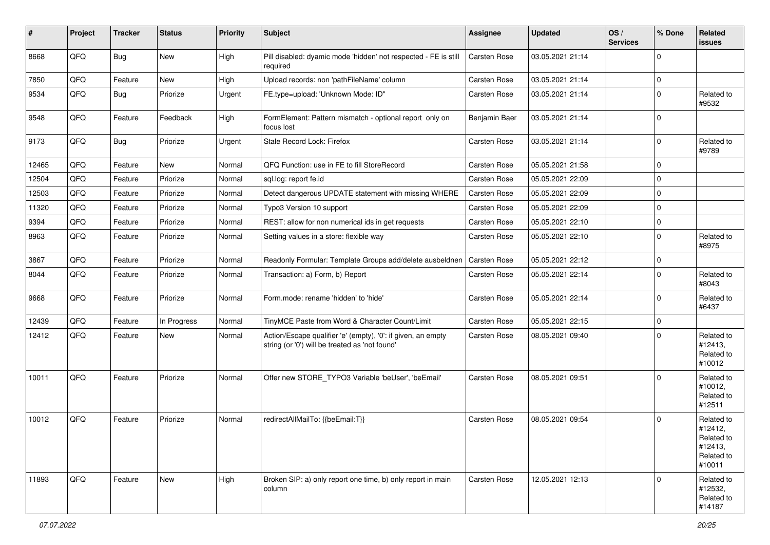| # | Project | Tracker | Status | Priority | Subject | Assignee | Updated | OS / Services | % Done | Related issues |
|---|---|---|---|---|---|---|---|---|---|---|
| 8668 | QFQ | Bug | New | High | Pill disabled: dyamic mode 'hidden' not respected - FE is still required | Carsten Rose | 03.05.2021 21:14 | | 0 | |
| 7850 | QFQ | Feature | New | High | Upload records: non 'pathFileName' column | Carsten Rose | 03.05.2021 21:14 | | 0 | |
| 9534 | QFQ | Bug | Priorize | Urgent | FE.type=upload: 'Unknown Mode: ID" | Carsten Rose | 03.05.2021 21:14 | | 0 | Related to #9532 |
| 9548 | QFQ | Feature | Feedback | High | FormElement: Pattern mismatch - optional report only on focus lost | Benjamin Baer | 03.05.2021 21:14 | | 0 | |
| 9173 | QFQ | Bug | Priorize | Urgent | Stale Record Lock: Firefox | Carsten Rose | 03.05.2021 21:14 | | 0 | Related to #9789 |
| 12465 | QFQ | Feature | New | Normal | QFQ Function: use in FE to fill StoreRecord | Carsten Rose | 05.05.2021 21:58 | | 0 | |
| 12504 | QFQ | Feature | Priorize | Normal | sql.log: report fe.id | Carsten Rose | 05.05.2021 22:09 | | 0 | |
| 12503 | QFQ | Feature | Priorize | Normal | Detect dangerous UPDATE statement with missing WHERE | Carsten Rose | 05.05.2021 22:09 | | 0 | |
| 11320 | QFQ | Feature | Priorize | Normal | Typo3 Version 10 support | Carsten Rose | 05.05.2021 22:09 | | 0 | |
| 9394 | QFQ | Feature | Priorize | Normal | REST: allow for non numerical ids in get requests | Carsten Rose | 05.05.2021 22:10 | | 0 | |
| 8963 | QFQ | Feature | Priorize | Normal | Setting values in a store: flexible way | Carsten Rose | 05.05.2021 22:10 | | 0 | Related to #8975 |
| 3867 | QFQ | Feature | Priorize | Normal | Readonly Formular: Template Groups add/delete ausbeldnen | Carsten Rose | 05.05.2021 22:12 | | 0 | |
| 8044 | QFQ | Feature | Priorize | Normal | Transaction: a) Form, b) Report | Carsten Rose | 05.05.2021 22:14 | | 0 | Related to #8043 |
| 9668 | QFQ | Feature | Priorize | Normal | Form.mode: rename 'hidden' to 'hide' | Carsten Rose | 05.05.2021 22:14 | | 0 | Related to #6437 |
| 12439 | QFQ | Feature | In Progress | Normal | TinyMCE Paste from Word & Character Count/Limit | Carsten Rose | 05.05.2021 22:15 | | 0 | |
| 12412 | QFQ | Feature | New | Normal | Action/Escape qualifier 'e' (empty), '0': if given, an empty string (or '0') will be treated as 'not found' | Carsten Rose | 08.05.2021 09:40 | | 0 | Related to #12413, Related to #10012 |
| 10011 | QFQ | Feature | Priorize | Normal | Offer new STORE_TYPO3 Variable 'beUser', 'beEmail' | Carsten Rose | 08.05.2021 09:51 | | 0 | Related to #10012, Related to #12511 |
| 10012 | QFQ | Feature | Priorize | Normal | redirectAllMailTo: {{beEmail:T}} | Carsten Rose | 08.05.2021 09:54 | | 0 | Related to #12412, Related to #12413, Related to #10011 |
| 11893 | QFQ | Feature | New | High | Broken SIP: a) only report one time, b) only report in main column | Carsten Rose | 12.05.2021 12:13 | | 0 | Related to #12532, Related to #14187 |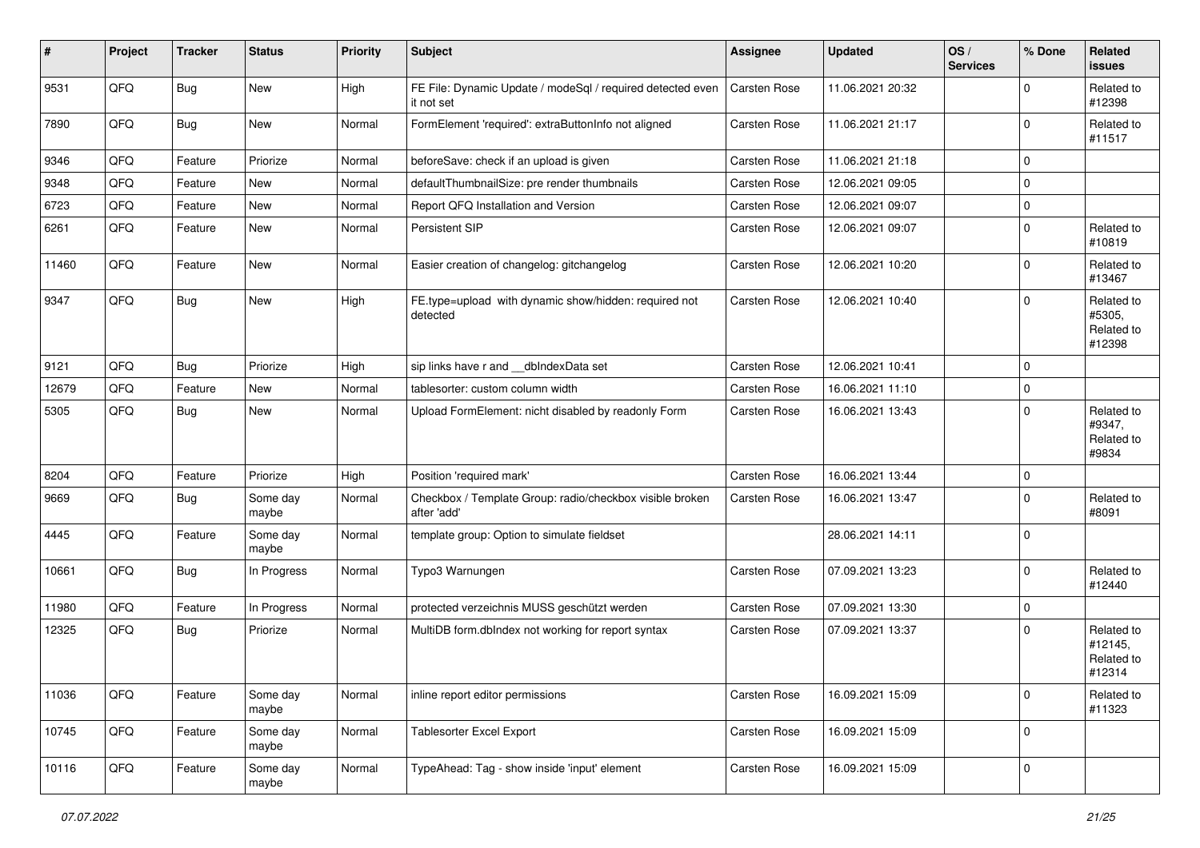| # | Project | Tracker | Status | Priority | Subject | Assignee | Updated | OS / Services | % Done | Related issues |
|---|---|---|---|---|---|---|---|---|---|---|
| 9531 | QFQ | Bug | New | High | FE File: Dynamic Update / modeSql / required detected even it not set | Carsten Rose | 11.06.2021 20:32 | | 0 | Related to #12398 |
| 7890 | QFQ | Bug | New | Normal | FormElement 'required': extraButtonInfo not aligned | Carsten Rose | 11.06.2021 21:17 | | 0 | Related to #11517 |
| 9346 | QFQ | Feature | Priorize | Normal | beforeSave: check if an upload is given | Carsten Rose | 11.06.2021 21:18 | | 0 | |
| 9348 | QFQ | Feature | New | Normal | defaultThumbnailSize: pre render thumbnails | Carsten Rose | 12.06.2021 09:05 | | 0 | |
| 6723 | QFQ | Feature | New | Normal | Report QFQ Installation and Version | Carsten Rose | 12.06.2021 09:07 | | 0 | |
| 6261 | QFQ | Feature | New | Normal | Persistent SIP | Carsten Rose | 12.06.2021 09:07 | | 0 | Related to #10819 |
| 11460 | QFQ | Feature | New | Normal | Easier creation of changelog: gitchangelog | Carsten Rose | 12.06.2021 10:20 | | 0 | Related to #13467 |
| 9347 | QFQ | Bug | New | High | FE.type=upload with dynamic show/hidden: required not detected | Carsten Rose | 12.06.2021 10:40 | | 0 | Related to #5305, Related to #12398 |
| 9121 | QFQ | Bug | Priorize | High | sip links have r and __dbIndexData set | Carsten Rose | 12.06.2021 10:41 | | 0 | |
| 12679 | QFQ | Feature | New | Normal | tablesorter: custom column width | Carsten Rose | 16.06.2021 11:10 | | 0 | |
| 5305 | QFQ | Bug | New | Normal | Upload FormElement: nicht disabled by readonly Form | Carsten Rose | 16.06.2021 13:43 | | 0 | Related to #9347, Related to #9834 |
| 8204 | QFQ | Feature | Priorize | High | Position 'required mark' | Carsten Rose | 16.06.2021 13:44 | | 0 | |
| 9669 | QFQ | Bug | Some day maybe | Normal | Checkbox / Template Group: radio/checkbox visible broken after 'add' | Carsten Rose | 16.06.2021 13:47 | | 0 | Related to #8091 |
| 4445 | QFQ | Feature | Some day maybe | Normal | template group: Option to simulate fieldset | | 28.06.2021 14:11 | | 0 | |
| 10661 | QFQ | Bug | In Progress | Normal | Typo3 Warnungen | Carsten Rose | 07.09.2021 13:23 | | 0 | Related to #12440 |
| 11980 | QFQ | Feature | In Progress | Normal | protected verzeichnis MUSS geschützt werden | Carsten Rose | 07.09.2021 13:30 | | 0 | |
| 12325 | QFQ | Bug | Priorize | Normal | MultiDB form.dbIndex not working for report syntax | Carsten Rose | 07.09.2021 13:37 | | 0 | Related to #12145, Related to #12314 |
| 11036 | QFQ | Feature | Some day maybe | Normal | inline report editor permissions | Carsten Rose | 16.09.2021 15:09 | | 0 | Related to #11323 |
| 10745 | QFQ | Feature | Some day maybe | Normal | Tablesorter Excel Export | Carsten Rose | 16.09.2021 15:09 | | 0 | |
| 10116 | QFQ | Feature | Some day maybe | Normal | TypeAhead: Tag - show inside 'input' element | Carsten Rose | 16.09.2021 15:09 | | 0 | |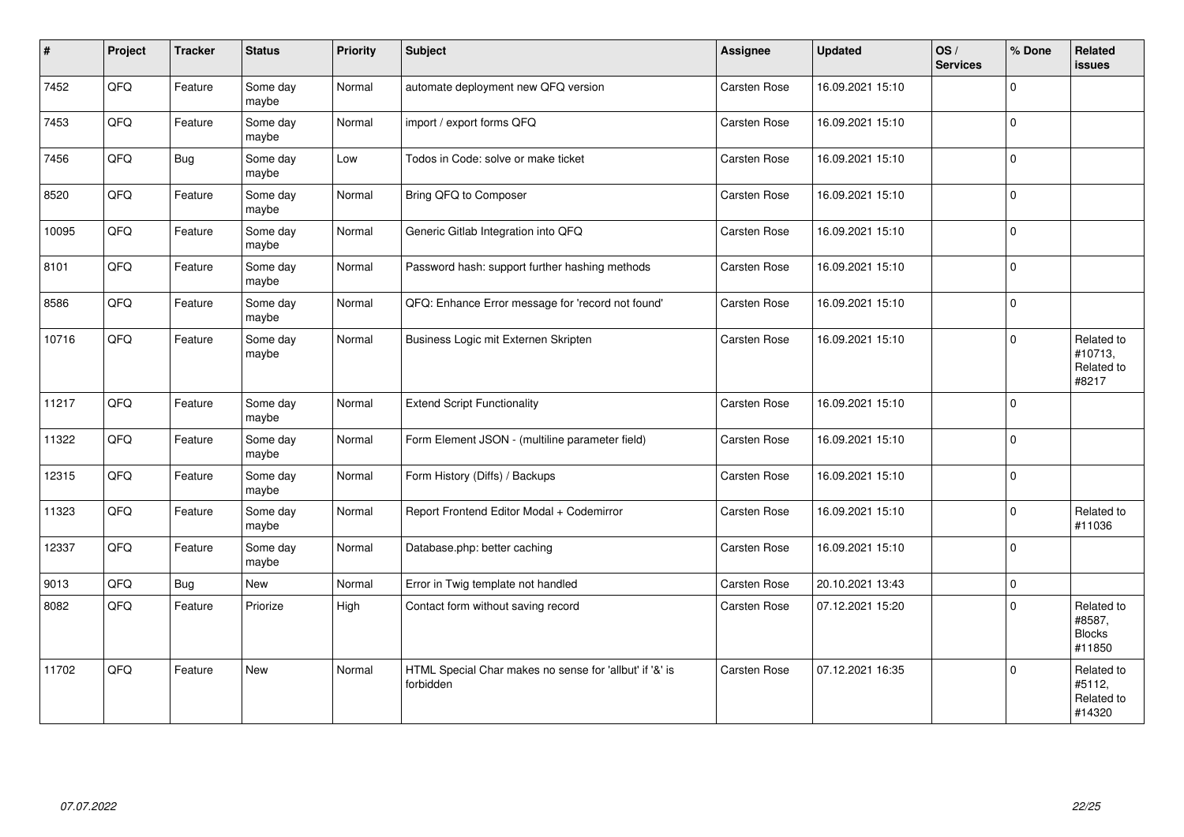| # | Project | Tracker | Status | Priority | Subject | Assignee | Updated | OS / Services | % Done | Related issues |
|---|---|---|---|---|---|---|---|---|---|---|
| 7452 | QFQ | Feature | Some day maybe | Normal | automate deployment new QFQ version | Carsten Rose | 16.09.2021 15:10 | | 0 | |
| 7453 | QFQ | Feature | Some day maybe | Normal | import / export forms QFQ | Carsten Rose | 16.09.2021 15:10 | | 0 | |
| 7456 | QFQ | Bug | Some day maybe | Low | Todos in Code: solve or make ticket | Carsten Rose | 16.09.2021 15:10 | | 0 | |
| 8520 | QFQ | Feature | Some day maybe | Normal | Bring QFQ to Composer | Carsten Rose | 16.09.2021 15:10 | | 0 | |
| 10095 | QFQ | Feature | Some day maybe | Normal | Generic Gitlab Integration into QFQ | Carsten Rose | 16.09.2021 15:10 | | 0 | |
| 8101 | QFQ | Feature | Some day maybe | Normal | Password hash: support further hashing methods | Carsten Rose | 16.09.2021 15:10 | | 0 | |
| 8586 | QFQ | Feature | Some day maybe | Normal | QFQ: Enhance Error message for 'record not found' | Carsten Rose | 16.09.2021 15:10 | | 0 | |
| 10716 | QFQ | Feature | Some day maybe | Normal | Business Logic mit Externen Skripten | Carsten Rose | 16.09.2021 15:10 | | 0 | Related to #10713, Related to #8217 |
| 11217 | QFQ | Feature | Some day maybe | Normal | Extend Script Functionality | Carsten Rose | 16.09.2021 15:10 | | 0 | |
| 11322 | QFQ | Feature | Some day maybe | Normal | Form Element JSON - (multiline parameter field) | Carsten Rose | 16.09.2021 15:10 | | 0 | |
| 12315 | QFQ | Feature | Some day maybe | Normal | Form History (Diffs) / Backups | Carsten Rose | 16.09.2021 15:10 | | 0 | |
| 11323 | QFQ | Feature | Some day maybe | Normal | Report Frontend Editor Modal + Codemirror | Carsten Rose | 16.09.2021 15:10 | | 0 | Related to #11036 |
| 12337 | QFQ | Feature | Some day maybe | Normal | Database.php: better caching | Carsten Rose | 16.09.2021 15:10 | | 0 | |
| 9013 | QFQ | Bug | New | Normal | Error in Twig template not handled | Carsten Rose | 20.10.2021 13:43 | | 0 | |
| 8082 | QFQ | Feature | Priorize | High | Contact form without saving record | Carsten Rose | 07.12.2021 15:20 | | 0 | Related to #8587, Blocks #11850 |
| 11702 | QFQ | Feature | New | Normal | HTML Special Char makes no sense for 'allbut' if '&' is forbidden | Carsten Rose | 07.12.2021 16:35 | | 0 | Related to #5112, Related to #14320 |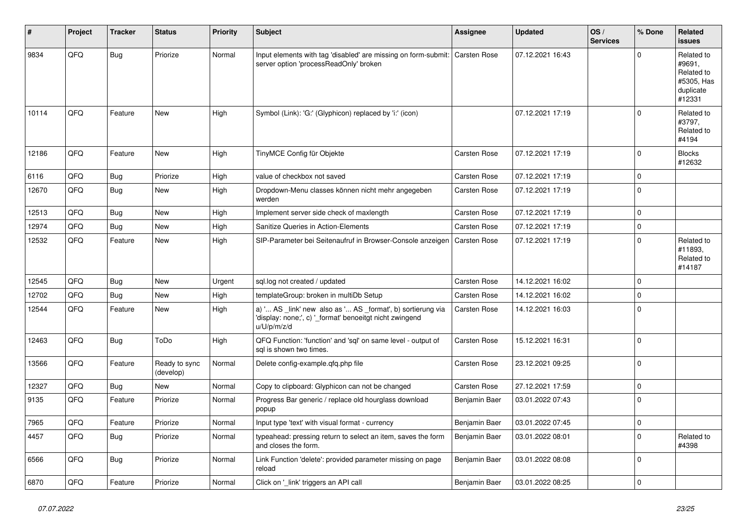| # | Project | Tracker | Status | Priority | Subject | Assignee | Updated | OS / Services | % Done | Related issues |
|---|---|---|---|---|---|---|---|---|---|---|
| 9834 | QFQ | Bug | Priorize | Normal | Input elements with tag 'disabled' are missing on form-submit: server option 'processReadOnly' broken | Carsten Rose | 07.12.2021 16:43 | | 0 | Related to #9691, Related to #5305, Has duplicate #12331 |
| 10114 | QFQ | Feature | New | High | Symbol (Link): 'G:' (Glyphicon) replaced by 'i:' (icon) | | 07.12.2021 17:19 | | 0 | Related to #3797, Related to #4194 |
| 12186 | QFQ | Feature | New | High | TinyMCE Config für Objekte | Carsten Rose | 07.12.2021 17:19 | | 0 | Blocks #12632 |
| 6116 | QFQ | Bug | Priorize | High | value of checkbox not saved | Carsten Rose | 07.12.2021 17:19 | | 0 | |
| 12670 | QFQ | Bug | New | High | Dropdown-Menu classes können nicht mehr angegeben werden | Carsten Rose | 07.12.2021 17:19 | | 0 | |
| 12513 | QFQ | Bug | New | High | Implement server side check of maxlength | Carsten Rose | 07.12.2021 17:19 | | 0 | |
| 12974 | QFQ | Bug | New | High | Sanitize Queries in Action-Elements | Carsten Rose | 07.12.2021 17:19 | | 0 | |
| 12532 | QFQ | Feature | New | High | SIP-Parameter bei Seitenaufruf in Browser-Console anzeigen | Carsten Rose | 07.12.2021 17:19 | | 0 | Related to #11893, Related to #14187 |
| 12545 | QFQ | Bug | New | Urgent | sql.log not created / updated | Carsten Rose | 14.12.2021 16:02 | | 0 | |
| 12702 | QFQ | Bug | New | High | templateGroup: broken in multiDb Setup | Carsten Rose | 14.12.2021 16:02 | | 0 | |
| 12544 | QFQ | Feature | New | High | a) '... AS _link' new also as '... AS _format', b) sortierung via 'display: none;', c) '_format' benoeitgt nicht zwingend u/U/p/m/z/d | Carsten Rose | 14.12.2021 16:03 | | 0 | |
| 12463 | QFQ | Bug | ToDo | High | QFQ Function: 'function' and 'sql' on same level - output of sql is shown two times. | Carsten Rose | 15.12.2021 16:31 | | 0 | |
| 13566 | QFQ | Feature | Ready to sync (develop) | Normal | Delete config-example.qfq.php file | Carsten Rose | 23.12.2021 09:25 | | 0 | |
| 12327 | QFQ | Bug | New | Normal | Copy to clipboard: Glyphicon can not be changed | Carsten Rose | 27.12.2021 17:59 | | 0 | |
| 9135 | QFQ | Feature | Priorize | Normal | Progress Bar generic / replace old hourglass download popup | Benjamin Baer | 03.01.2022 07:43 | | 0 | |
| 7965 | QFQ | Feature | Priorize | Normal | Input type 'text' with visual format - currency | Benjamin Baer | 03.01.2022 07:45 | | 0 | |
| 4457 | QFQ | Bug | Priorize | Normal | typeahead: pressing return to select an item, saves the form and closes the form. | Benjamin Baer | 03.01.2022 08:01 | | 0 | Related to #4398 |
| 6566 | QFQ | Bug | Priorize | Normal | Link Function 'delete': provided parameter missing on page reload | Benjamin Baer | 03.01.2022 08:08 | | 0 | |
| 6870 | QFQ | Feature | Priorize | Normal | Click on '_link' triggers an API call | Benjamin Baer | 03.01.2022 08:25 | | 0 | |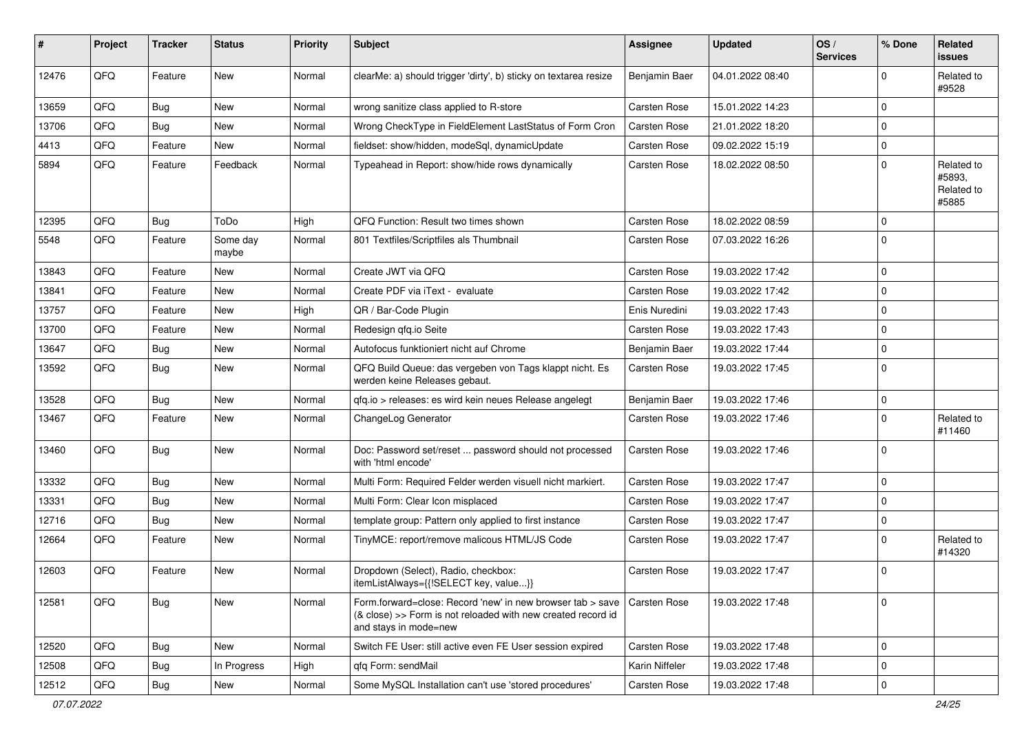| # | Project | Tracker | Status | Priority | Subject | Assignee | Updated | OS / Services | % Done | Related issues |
|---|---|---|---|---|---|---|---|---|---|---|
| 12476 | QFQ | Feature | New | Normal | clearMe: a) should trigger 'dirty', b) sticky on textarea resize | Benjamin Baer | 04.01.2022 08:40 | | 0 | Related to #9528 |
| 13659 | QFQ | Bug | New | Normal | wrong sanitize class applied to R-store | Carsten Rose | 15.01.2022 14:23 | | 0 | |
| 13706 | QFQ | Bug | New | Normal | Wrong CheckType in FieldElement LastStatus of Form Cron | Carsten Rose | 21.01.2022 18:20 | | 0 | |
| 4413 | QFQ | Feature | New | Normal | fieldset: show/hidden, modeSql, dynamicUpdate | Carsten Rose | 09.02.2022 15:19 | | 0 | |
| 5894 | QFQ | Feature | Feedback | Normal | Typeahead in Report: show/hide rows dynamically | Carsten Rose | 18.02.2022 08:50 | | 0 | Related to #5893, Related to #5885 |
| 12395 | QFQ | Bug | ToDo | High | QFQ Function: Result two times shown | Carsten Rose | 18.02.2022 08:59 | | 0 | |
| 5548 | QFQ | Feature | Some day maybe | Normal | 801 Textfiles/Scriptfiles als Thumbnail | Carsten Rose | 07.03.2022 16:26 | | 0 | |
| 13843 | QFQ | Feature | New | Normal | Create JWT via QFQ | Carsten Rose | 19.03.2022 17:42 | | 0 | |
| 13841 | QFQ | Feature | New | Normal | Create PDF via iText - evaluate | Carsten Rose | 19.03.2022 17:42 | | 0 | |
| 13757 | QFQ | Feature | New | High | QR / Bar-Code Plugin | Enis Nuredini | 19.03.2022 17:43 | | 0 | |
| 13700 | QFQ | Feature | New | Normal | Redesign qfq.io Seite | Carsten Rose | 19.03.2022 17:43 | | 0 | |
| 13647 | QFQ | Bug | New | Normal | Autofocus funktioniert nicht auf Chrome | Benjamin Baer | 19.03.2022 17:44 | | 0 | |
| 13592 | QFQ | Bug | New | Normal | QFQ Build Queue: das vergeben von Tags klappt nicht. Es werden keine Releases gebaut. | Carsten Rose | 19.03.2022 17:45 | | 0 | |
| 13528 | QFQ | Bug | New | Normal | qfq.io > releases: es wird kein neues Release angelegt | Benjamin Baer | 19.03.2022 17:46 | | 0 | |
| 13467 | QFQ | Feature | New | Normal | ChangeLog Generator | Carsten Rose | 19.03.2022 17:46 | | 0 | Related to #11460 |
| 13460 | QFQ | Bug | New | Normal | Doc: Password set/reset ... password should not processed with 'html encode' | Carsten Rose | 19.03.2022 17:46 | | 0 | |
| 13332 | QFQ | Bug | New | Normal | Multi Form: Required Felder werden visuell nicht markiert. | Carsten Rose | 19.03.2022 17:47 | | 0 | |
| 13331 | QFQ | Bug | New | Normal | Multi Form: Clear Icon misplaced | Carsten Rose | 19.03.2022 17:47 | | 0 | |
| 12716 | QFQ | Bug | New | Normal | template group: Pattern only applied to first instance | Carsten Rose | 19.03.2022 17:47 | | 0 | |
| 12664 | QFQ | Feature | New | Normal | TinyMCE: report/remove malicous HTML/JS Code | Carsten Rose | 19.03.2022 17:47 | | 0 | Related to #14320 |
| 12603 | QFQ | Feature | New | Normal | Dropdown (Select), Radio, checkbox: itemListAlways={{!SELECT key, value...}} | Carsten Rose | 19.03.2022 17:47 | | 0 | |
| 12581 | QFQ | Bug | New | Normal | Form.forward=close: Record 'new' in new browser tab > save (& close) >> Form is not reloaded with new created record id and stays in mode=new | Carsten Rose | 19.03.2022 17:48 | | 0 | |
| 12520 | QFQ | Bug | New | Normal | Switch FE User: still active even FE User session expired | Carsten Rose | 19.03.2022 17:48 | | 0 | |
| 12508 | QFQ | Bug | In Progress | High | qfq Form: sendMail | Karin Niffeler | 19.03.2022 17:48 | | 0 | |
| 12512 | QFQ | Bug | New | Normal | Some MySQL Installation can't use 'stored procedures' | Carsten Rose | 19.03.2022 17:48 | | 0 | |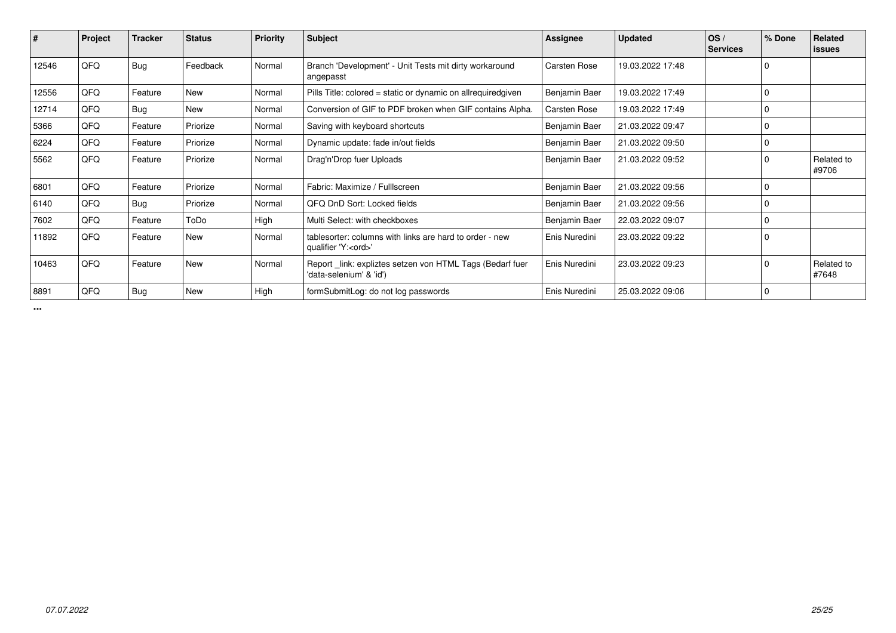| # | Project | Tracker | Status | Priority | Subject | Assignee | Updated | OS / Services | % Done | Related issues |
|---|---|---|---|---|---|---|---|---|---|---|
| 12546 | QFQ | Bug | Feedback | Normal | Branch 'Development' - Unit Tests mit dirty workaround angepasst | Carsten Rose | 19.03.2022 17:48 | | 0 | |
| 12556 | QFQ | Feature | New | Normal | Pills Title: colored = static or dynamic on allrequiredgiven | Benjamin Baer | 19.03.2022 17:49 | | 0 | |
| 12714 | QFQ | Bug | New | Normal | Conversion of GIF to PDF broken when GIF contains Alpha. | Carsten Rose | 19.03.2022 17:49 | | 0 | |
| 5366 | QFQ | Feature | Priorize | Normal | Saving with keyboard shortcuts | Benjamin Baer | 21.03.2022 09:47 | | 0 | |
| 6224 | QFQ | Feature | Priorize | Normal | Dynamic update: fade in/out fields | Benjamin Baer | 21.03.2022 09:50 | | 0 | |
| 5562 | QFQ | Feature | Priorize | Normal | Drag'n'Drop fuer Uploads | Benjamin Baer | 21.03.2022 09:52 | | 0 | Related to #9706 |
| 6801 | QFQ | Feature | Priorize | Normal | Fabric: Maximize / Fulllscreen | Benjamin Baer | 21.03.2022 09:56 | | 0 | |
| 6140 | QFQ | Bug | Priorize | Normal | QFQ DnD Sort: Locked fields | Benjamin Baer | 21.03.2022 09:56 | | 0 | |
| 7602 | QFQ | Feature | ToDo | High | Multi Select: with checkboxes | Benjamin Baer | 22.03.2022 09:07 | | 0 | |
| 11892 | QFQ | Feature | New | Normal | tablesorter: columns with links are hard to order - new qualifier 'Y:<ord>' | Enis Nuredini | 23.03.2022 09:22 | | 0 | |
| 10463 | QFQ | Feature | New | Normal | Report _link: expliztes setzen von HTML Tags (Bedarf fuer 'data-selenium' & 'id') | Enis Nuredini | 23.03.2022 09:23 | | 0 | Related to #7648 |
| 8891 | QFQ | Bug | New | High | formSubmitLog: do not log passwords | Enis Nuredini | 25.03.2022 09:06 | | 0 | |

...